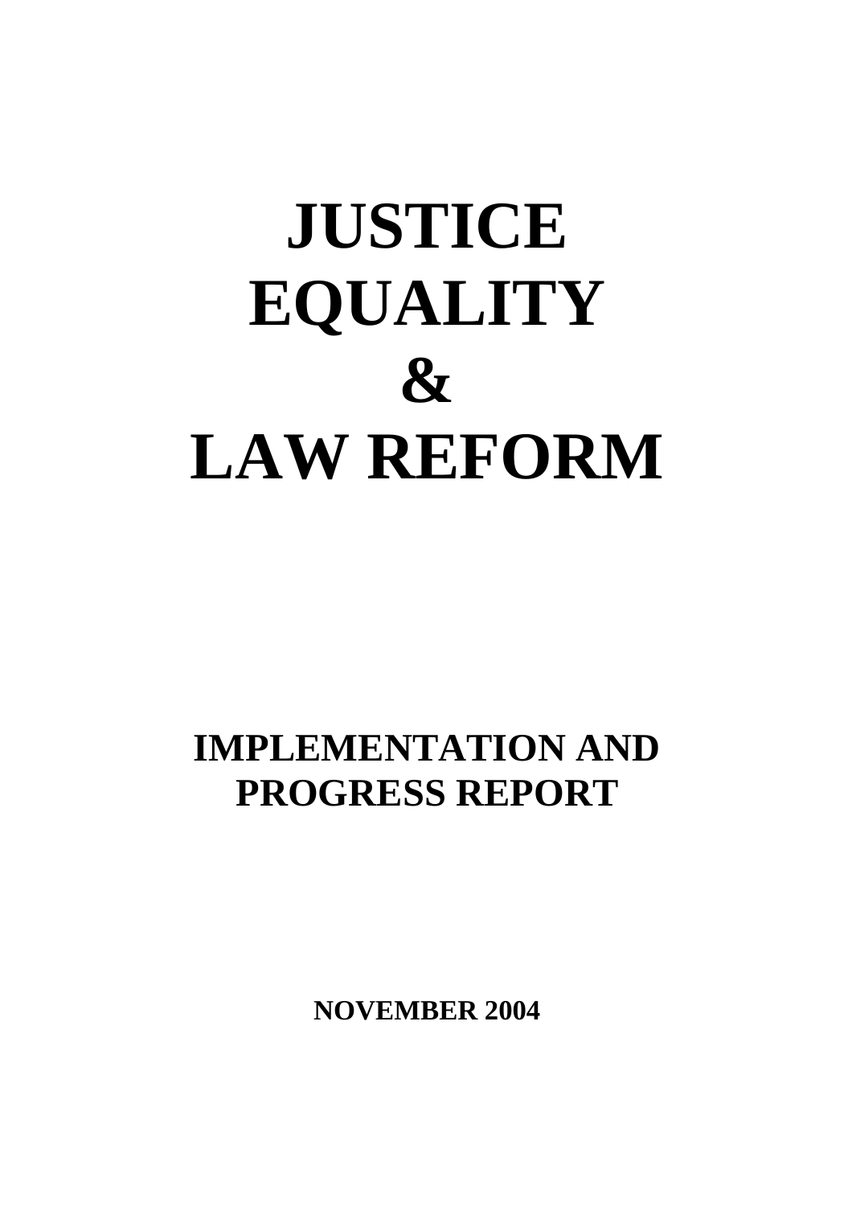# JUSTICE EQUALITY & LAW REFORM

## IMPLEMENTATION AND PROGRESS REPORT

**NOVEMBER 2004**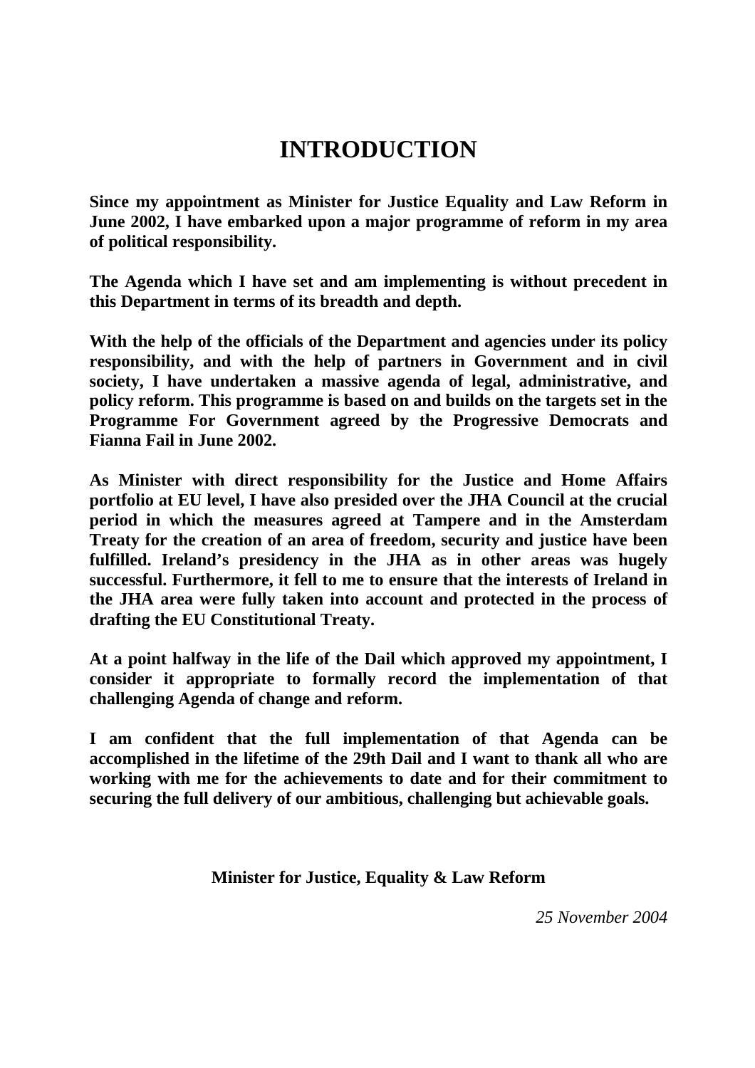# INTRODUCTION

**Since my appointment as Minister for Justice Equality and Law Reform in June 2002, I have embarked upon a major programme of reform in my area of political responsibility.**

**The Agenda which I have set and am implementing is without precedent in this Department in terms of its breadth and depth.**

**With the help of the officials of the Department and agencies under its policy responsibility, and with the help of partners in Government and in civil society, I have undertaken a massive agenda of legal, administrative, and policy reform. This programme is based on and builds on the targets set in the Programme For Government agreed by the Progressive Democrats and Fianna Fail in June 2002.**

**As Minister with direct responsibility for the Justice and Home Affairs portfolio at EU level, I have also presided over the JHA Council at the crucial period in which the measures agreed at Tampere and in the Amsterdam Treaty for the creation of an area of freedom, security and justice have been fulfilled. Ireland's presidency in the JHA as in other areas was hugely successful. Furthermore, it fell to me to ensure that the interests of Ireland in the JHA area were fully taken into account and protected in the process of drafting the EU Constitutional Treaty.**

**At a point halfway in the life of the Dail which approved my appointment, I consider it appropriate to formally record the implementation of that challenging Agenda of change and reform.**

**I am confident that the full implementation of that Agenda can be accomplished in the lifetime of the 29th Dail and I want to thank all who are working with me for the achievements to date and for their commitment to securing the full delivery of our ambitious, challenging but achievable goals.**

**Minister for Justice, Equality & Law Reform**

*25 November 2004*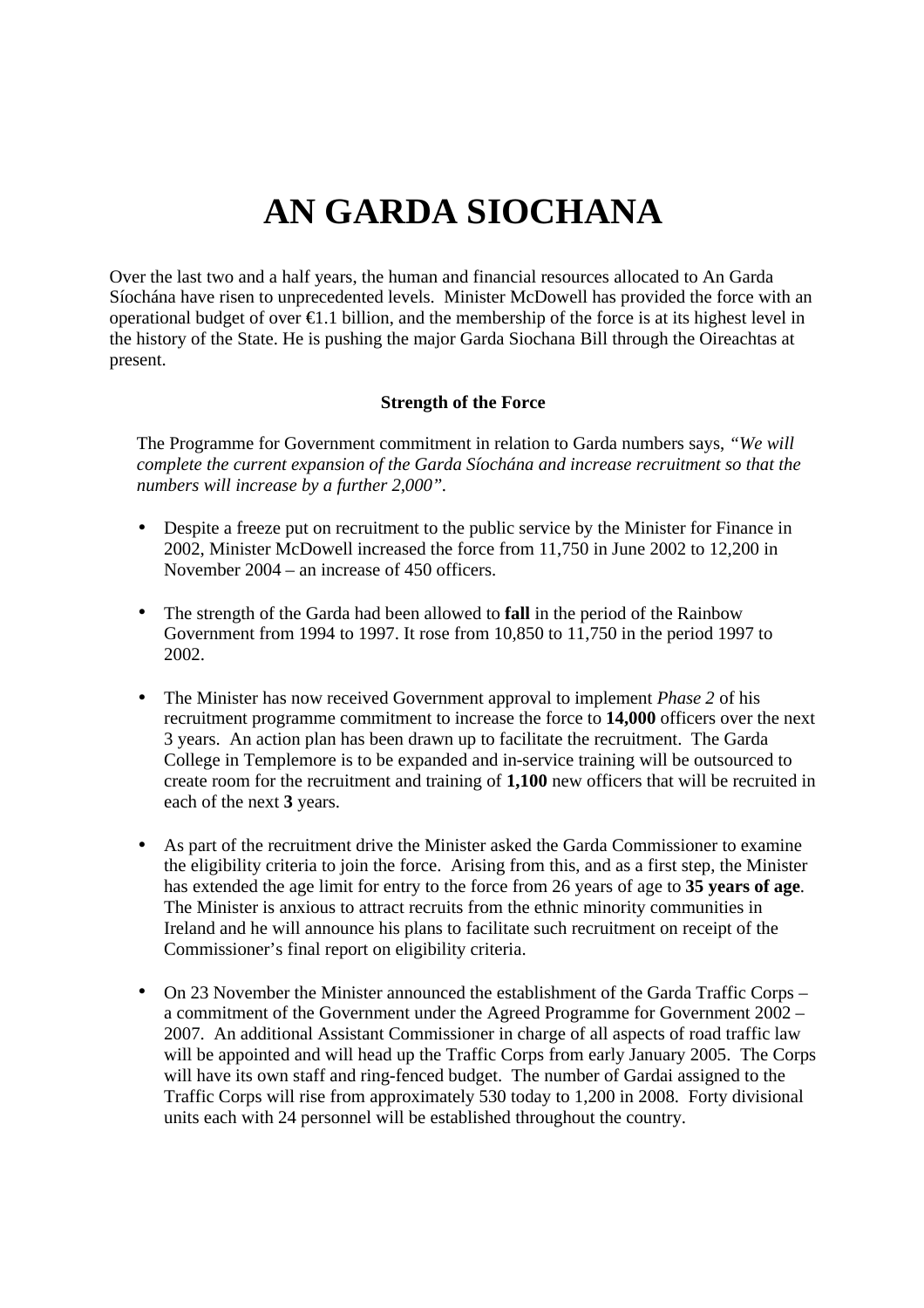# AN GARDA SIOCHANA

Over the last two and a half years, the human and financial resources allocated to An Garda Síochána have risen to unprecedented levels. Minister McDowell has provided the force with an operational budget of over €1.1 billion, and the membership of the force is at its highest level in the history of the State. He is pushing the major Garda Siochana Bill through the Oireachtas at present.

### Strength of the Force

The Programme for Government commitment in relation to Garda numbers says, *"We will complete the current expansion of the Garda Síochána and increase recruitment so that the numbers will increase by a further 2,000"*.

- Despite a freeze put on recruitment to the public service by the Minister for Finance in 2002, Minister McDowell increased the force from 11,750 in June 2002 to 12,200 in November 2004 – an increase of 450 officers.

- The strength of the Garda had been allowed to **fall** in the period of the Rainbow Government from 1994 to 1997. It rose from 10,850 to 11,750 in the period 1997 to 2002.

- The Minister has now received Government approval to implement *Phase 2* of his recruitment programme commitment to increase the force to **14,000** officers over the next 3 years. An action plan has been drawn up to facilitate the recruitment. The Garda College in Templemore is to be expanded and in-service training will be outsourced to create room for the recruitment and training of **1,100** new officers that will be recruited in each of the next **3** years.

- As part of the recruitment drive the Minister asked the Garda Commissioner to examine the eligibility criteria to join the force. Arising from this, and as a first step, the Minister has extended the age limit for entry to the force from 26 years of age to **35 years of age**. The Minister is anxious to attract recruits from the ethnic minority communities in Ireland and he will announce his plans to facilitate such recruitment on receipt of the Commissioner's final report on eligibility criteria.

- On 23 November the Minister announced the establishment of the Garda Traffic Corps – a commitment of the Government under the Agreed Programme for Government 2002 – 2007. An additional Assistant Commissioner in charge of all aspects of road traffic law will be appointed and will head up the Traffic Corps from early January 2005. The Corps will have its own staff and ring-fenced budget. The number of Gardai assigned to the Traffic Corps will rise from approximately 530 today to 1,200 in 2008. Forty divisional units each with 24 personnel will be established throughout the country.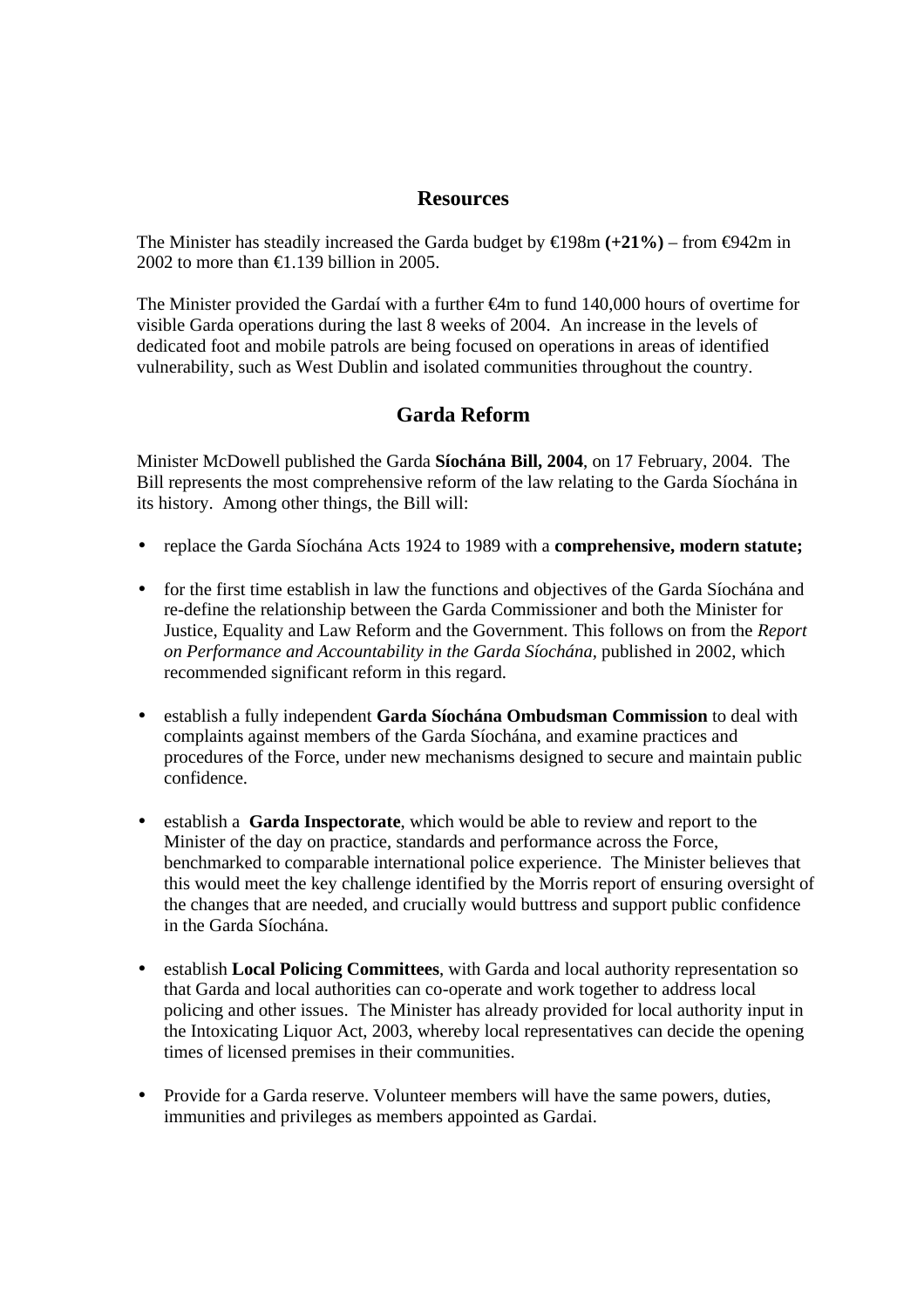## Resources

The Minister has steadily increased the Garda budget by €198m **(+21%)** – from €942m in 2002 to more than €1.139 billion in 2005.

The Minister provided the Gardaí with a further €4m to fund 140,000 hours of overtime for visible Garda operations during the last 8 weeks of 2004. An increase in the levels of dedicated foot and mobile patrols are being focused on operations in areas of identified vulnerability, such as West Dublin and isolated communities throughout the country.

## Garda Reform

Minister McDowell published the Garda **Síochána Bill, 2004**, on 17 February, 2004. The Bill represents the most comprehensive reform of the law relating to the Garda Síochána in its history. Among other things, the Bill will:

- replace the Garda Síochána Acts 1924 to 1989 with a **comprehensive, modern statute;**
- for the first time establish in law the functions and objectives of the Garda Síochána and re-define the relationship between the Garda Commissioner and both the Minister for Justice, Equality and Law Reform and the Government. This follows on from the *Report on Performance and Accountability in the Garda Síochána,* published in 2002, which recommended significant reform in this regard.
- establish a fully independent **Garda Síochána Ombudsman Commission** to deal with complaints against members of the Garda Síochána, and examine practices and procedures of the Force, under new mechanisms designed to secure and maintain public confidence.
- establish a **Garda Inspectorate**, which would be able to review and report to the Minister of the day on practice, standards and performance across the Force, benchmarked to comparable international police experience. The Minister believes that this would meet the key challenge identified by the Morris report of ensuring oversight of the changes that are needed, and crucially would buttress and support public confidence in the Garda Síochána.
- establish **Local Policing Committees**, with Garda and local authority representation so that Garda and local authorities can co-operate and work together to address local policing and other issues. The Minister has already provided for local authority input in the Intoxicating Liquor Act, 2003, whereby local representatives can decide the opening times of licensed premises in their communities.
- Provide for a Garda reserve. Volunteer members will have the same powers, duties, immunities and privileges as members appointed as Gardai.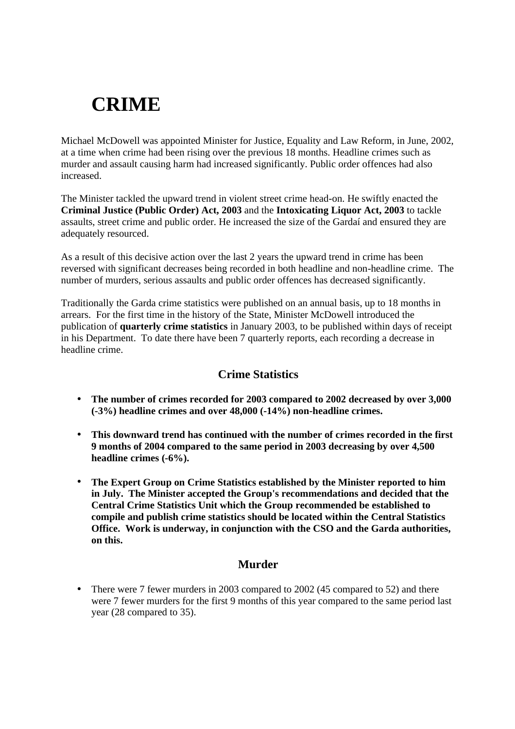# CRIME

Michael McDowell was appointed Minister for Justice, Equality and Law Reform, in June, 2002, at a time when crime had been rising over the previous 18 months. Headline crimes such as murder and assault causing harm had increased significantly. Public order offences had also increased.

The Minister tackled the upward trend in violent street crime head-on. He swiftly enacted the **Criminal Justice (Public Order) Act, 2003** and the **Intoxicating Liquor Act, 2003** to tackle assaults, street crime and public order. He increased the size of the Gardaí and ensured they are adequately resourced.

As a result of this decisive action over the last 2 years the upward trend in crime has been reversed with significant decreases being recorded in both headline and non-headline crime. The number of murders, serious assaults and public order offences has decreased significantly.

Traditionally the Garda crime statistics were published on an annual basis, up to 18 months in arrears. For the first time in the history of the State, Minister McDowell introduced the publication of **quarterly crime statistics** in January 2003, to be published within days of receipt in his Department. To date there have been 7 quarterly reports, each recording a decrease in headline crime.

## Crime Statistics

- **The number of crimes recorded for 2003 compared to 2002 decreased by over 3,000 (-3%) headline crimes and over 48,000 (-14%) non-headline crimes.**

- **This downward trend has continued with the number of crimes recorded in the first 9 months of 2004 compared to the same period in 2003 decreasing by over 4,500 headline crimes (-6%).**

- **The Expert Group on Crime Statistics established by the Minister reported to him in July. The Minister accepted the Group's recommendations and decided that the Central Crime Statistics Unit which the Group recommended be established to compile and publish crime statistics should be located within the Central Statistics Office. Work is underway, in conjunction with the CSO and the Garda authorities, on this.**

## Murder

- There were 7 fewer murders in 2003 compared to 2002 (45 compared to 52) and there were 7 fewer murders for the first 9 months of this year compared to the same period last year (28 compared to 35).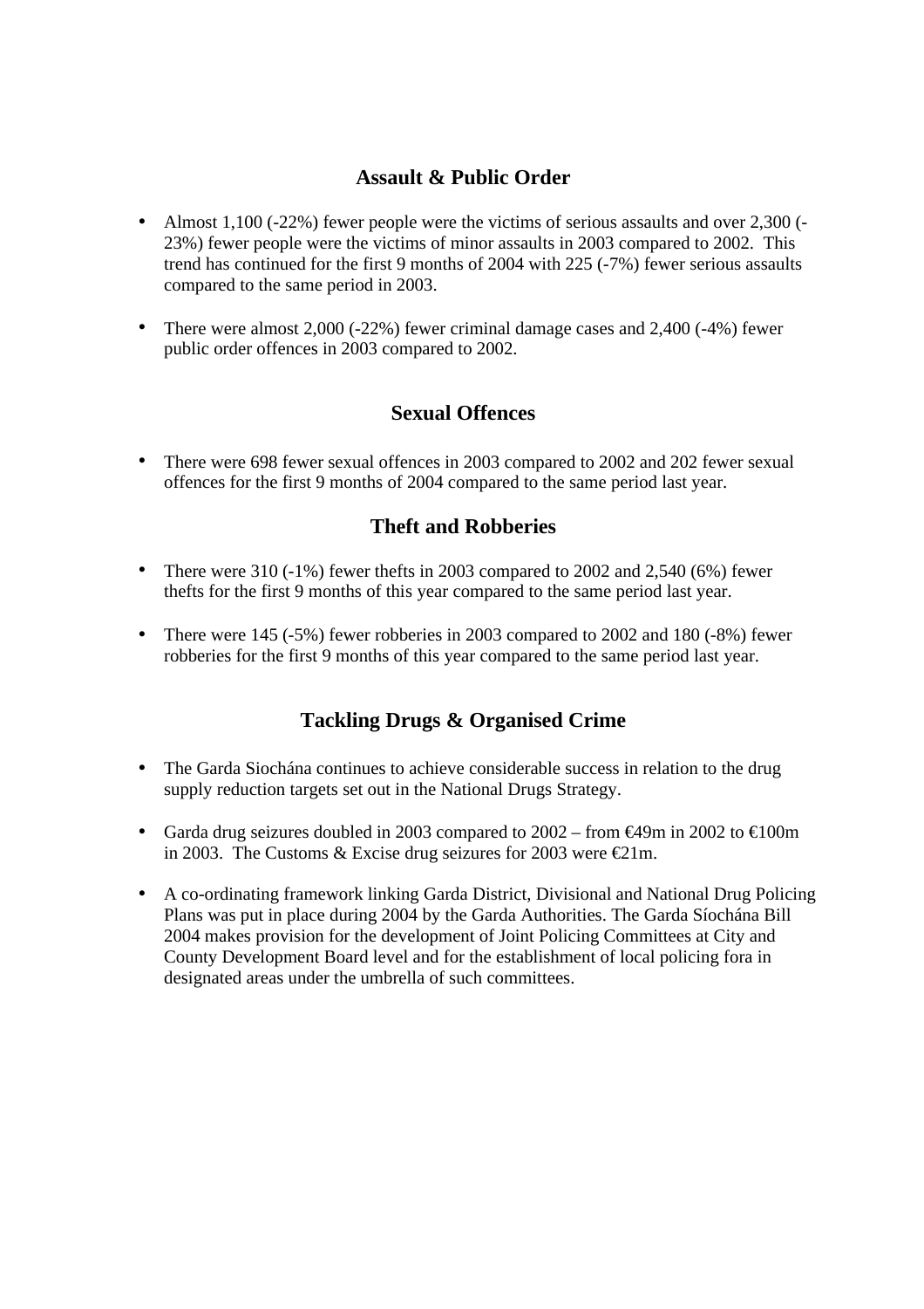## Assault & Public Order

- Almost 1,100 (-22%) fewer people were the victims of serious assaults and over 2,300 (-23%) fewer people were the victims of minor assaults in 2003 compared to 2002. This trend has continued for the first 9 months of 2004 with 225 (-7%) fewer serious assaults compared to the same period in 2003.

- There were almost 2,000 (-22%) fewer criminal damage cases and 2,400 (-4%) fewer public order offences in 2003 compared to 2002.

## Sexual Offences

- There were 698 fewer sexual offences in 2003 compared to 2002 and 202 fewer sexual offences for the first 9 months of 2004 compared to the same period last year.

## Theft and Robberies

- There were 310 (-1%) fewer thefts in 2003 compared to 2002 and 2,540 (6%) fewer thefts for the first 9 months of this year compared to the same period last year.

- There were 145 (-5%) fewer robberies in 2003 compared to 2002 and 180 (-8%) fewer robberies for the first 9 months of this year compared to the same period last year.

## Tackling Drugs & Organised Crime

- The Garda Siochána continues to achieve considerable success in relation to the drug supply reduction targets set out in the National Drugs Strategy.

- Garda drug seizures doubled in 2003 compared to 2002 – from €49m in 2002 to €100m in 2003. The Customs & Excise drug seizures for 2003 were €21m.

- A co-ordinating framework linking Garda District, Divisional and National Drug Policing Plans was put in place during 2004 by the Garda Authorities. The Garda Síochána Bill 2004 makes provision for the development of Joint Policing Committees at City and County Development Board level and for the establishment of local policing fora in designated areas under the umbrella of such committees.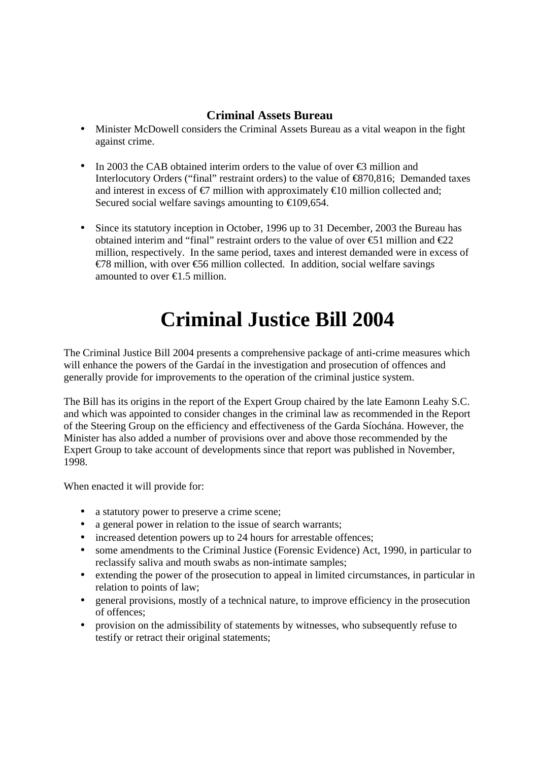### Criminal Assets Bureau

- Minister McDowell considers the Criminal Assets Bureau as a vital weapon in the fight against crime.

- In 2003 the CAB obtained interim orders to the value of over €3 million and Interlocutory Orders (“final” restraint orders) to the value of €870,816; Demanded taxes and interest in excess of €7 million with approximately €10 million collected and; Secured social welfare savings amounting to €109,654.

- Since its statutory inception in October, 1996 up to 31 December, 2003 the Bureau has obtained interim and “final” restraint orders to the value of over €51 million and €22 million, respectively. In the same period, taxes and interest demanded were in excess of €78 million, with over €56 million collected. In addition, social welfare savings amounted to over €1.5 million.

# Criminal Justice Bill 2004

The Criminal Justice Bill 2004 presents a comprehensive package of anti-crime measures which will enhance the powers of the Gardaí in the investigation and prosecution of offences and generally provide for improvements to the operation of the criminal justice system.

The Bill has its origins in the report of the Expert Group chaired by the late Eamonn Leahy S.C. and which was appointed to consider changes in the criminal law as recommended in the Report of the Steering Group on the efficiency and effectiveness of the Garda Síochána. However, the Minister has also added a number of provisions over and above those recommended by the Expert Group to take account of developments since that report was published in November, 1998.

When enacted it will provide for:

- a statutory power to preserve a crime scene;
- a general power in relation to the issue of search warrants;
- increased detention powers up to 24 hours for arrestable offences;
- some amendments to the Criminal Justice (Forensic Evidence) Act, 1990, in particular to reclassify saliva and mouth swabs as non-intimate samples;
- extending the power of the prosecution to appeal in limited circumstances, in particular in relation to points of law;
- general provisions, mostly of a technical nature, to improve efficiency in the prosecution of offences;
- provision on the admissibility of statements by witnesses, who subsequently refuse to testify or retract their original statements;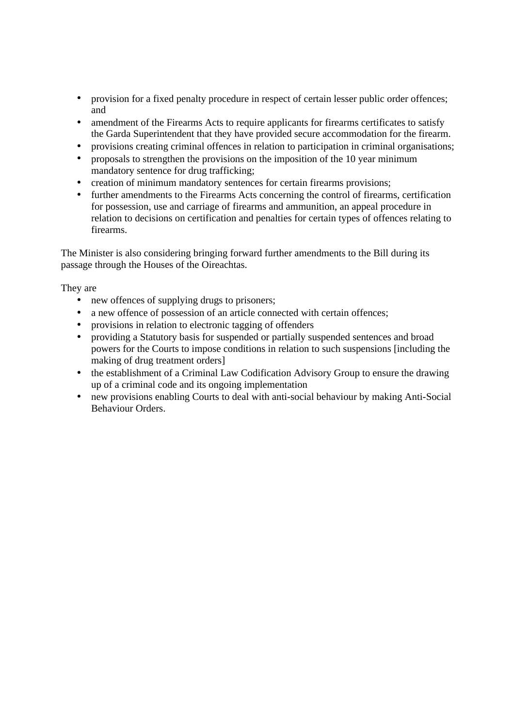- provision for a fixed penalty procedure in respect of certain lesser public order offences; and
- amendment of the Firearms Acts to require applicants for firearms certificates to satisfy the Garda Superintendent that they have provided secure accommodation for the firearm.
- provisions creating criminal offences in relation to participation in criminal organisations;
- proposals to strengthen the provisions on the imposition of the 10 year minimum mandatory sentence for drug trafficking;
- creation of minimum mandatory sentences for certain firearms provisions;
- further amendments to the Firearms Acts concerning the control of firearms, certification for possession, use and carriage of firearms and ammunition, an appeal procedure in relation to decisions on certification and penalties for certain types of offences relating to firearms.

The Minister is also considering bringing forward further amendments to the Bill during its passage through the Houses of the Oireachtas.

They are

- new offences of supplying drugs to prisoners;
- a new offence of possession of an article connected with certain offences;
- provisions in relation to electronic tagging of offenders
- providing a Statutory basis for suspended or partially suspended sentences and broad powers for the Courts to impose conditions in relation to such suspensions [including the making of drug treatment orders]
- the establishment of a Criminal Law Codification Advisory Group to ensure the drawing up of a criminal code and its ongoing implementation
- new provisions enabling Courts to deal with anti-social behaviour by making Anti-Social Behaviour Orders.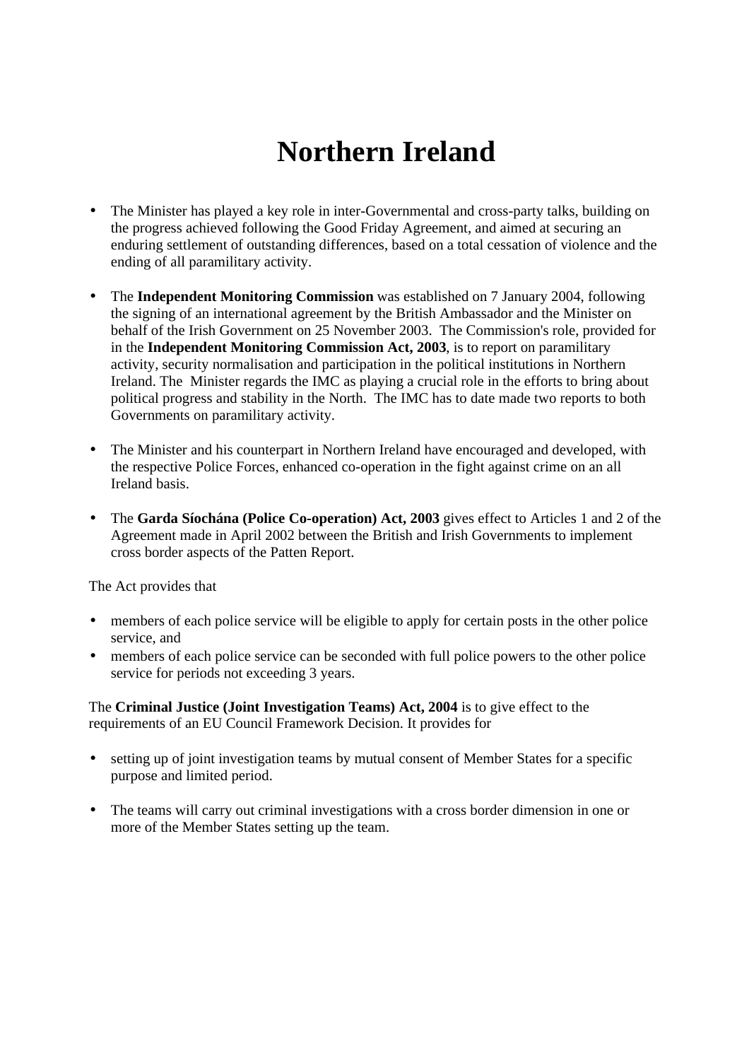# Northern Ireland

- The Minister has played a key role in inter-Governmental and cross-party talks, building on the progress achieved following the Good Friday Agreement, and aimed at securing an enduring settlement of outstanding differences, based on a total cessation of violence and the ending of all paramilitary activity.

- The **Independent Monitoring Commission** was established on 7 January 2004, following the signing of an international agreement by the British Ambassador and the Minister on behalf of the Irish Government on 25 November 2003. The Commission's role, provided for in the **Independent Monitoring Commission Act, 2003**, is to report on paramilitary activity, security normalisation and participation in the political institutions in Northern Ireland. The Minister regards the IMC as playing a crucial role in the efforts to bring about political progress and stability in the North. The IMC has to date made two reports to both Governments on paramilitary activity.

- The Minister and his counterpart in Northern Ireland have encouraged and developed, with the respective Police Forces, enhanced co-operation in the fight against crime on an all Ireland basis.

- The **Garda Síochána (Police Co-operation) Act, 2003** gives effect to Articles 1 and 2 of the Agreement made in April 2002 between the British and Irish Governments to implement cross border aspects of the Patten Report.

The Act provides that

- members of each police service will be eligible to apply for certain posts in the other police service, and
- members of each police service can be seconded with full police powers to the other police service for periods not exceeding 3 years.

The **Criminal Justice (Joint Investigation Teams) Act, 2004** is to give effect to the requirements of an EU Council Framework Decision. It provides for

- setting up of joint investigation teams by mutual consent of Member States for a specific purpose and limited period.

- The teams will carry out criminal investigations with a cross border dimension in one or more of the Member States setting up the team.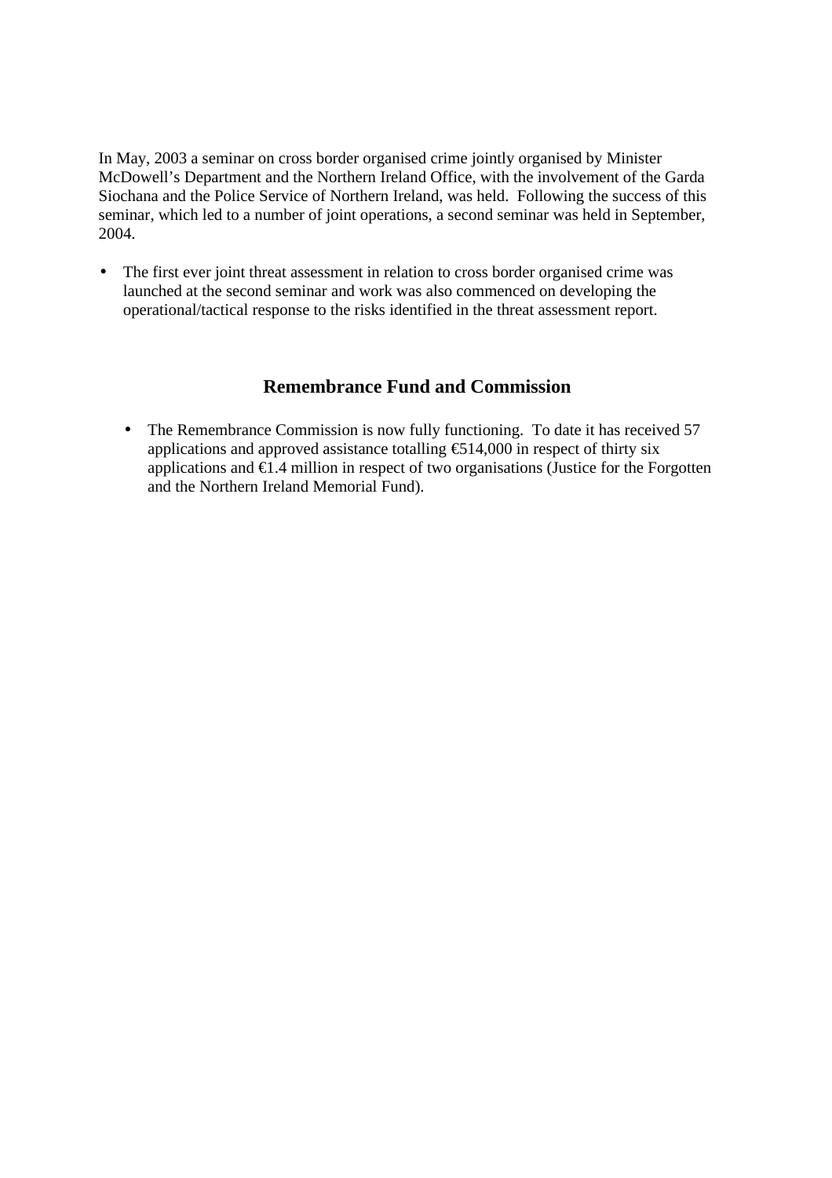In May, 2003 a seminar on cross border organised crime jointly organised by Minister McDowell's Department and the Northern Ireland Office, with the involvement of the Garda Siochana and the Police Service of Northern Ireland, was held. Following the success of this seminar, which led to a number of joint operations, a second seminar was held in September, 2004.

- The first ever joint threat assessment in relation to cross border organised crime was launched at the second seminar and work was also commenced on developing the operational/tactical response to the risks identified in the threat assessment report.

## Remembrance Fund and Commission

- The Remembrance Commission is now fully functioning. To date it has received 57 applications and approved assistance totalling €514,000 in respect of thirty six applications and €1.4 million in respect of two organisations (Justice for the Forgotten and the Northern Ireland Memorial Fund).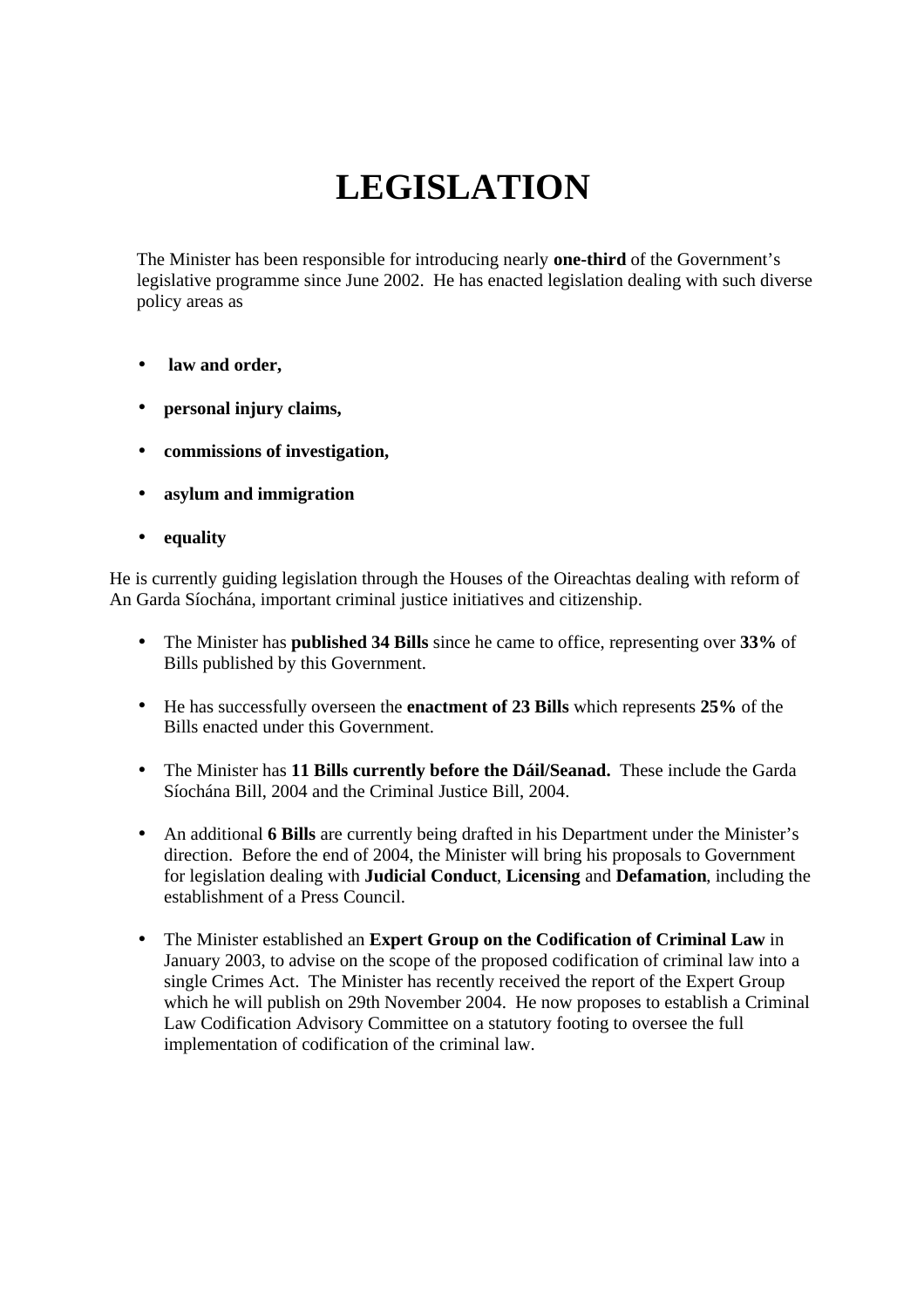# LEGISLATION

The Minister has been responsible for introducing nearly **one-third** of the Government's legislative programme since June 2002. He has enacted legislation dealing with such diverse policy areas as

- **law and order,**
- **personal injury claims,**
- **commissions of investigation,**
- **asylum and immigration**
- **equality**

He is currently guiding legislation through the Houses of the Oireachtas dealing with reform of An Garda Síochána, important criminal justice initiatives and citizenship.

- The Minister has **published 34 Bills** since he came to office, representing over **33%** of Bills published by this Government.
- He has successfully overseen the **enactment of 23 Bills** which represents **25%** of the Bills enacted under this Government.
- The Minister has **11 Bills currently before the Dáil/Seanad.** These include the Garda Síochána Bill, 2004 and the Criminal Justice Bill, 2004.
- An additional **6 Bills** are currently being drafted in his Department under the Minister's direction. Before the end of 2004, the Minister will bring his proposals to Government for legislation dealing with **Judicial Conduct**, **Licensing** and **Defamation**, including the establishment of a Press Council.
- The Minister established an **Expert Group on the Codification of Criminal Law** in January 2003, to advise on the scope of the proposed codification of criminal law into a single Crimes Act. The Minister has recently received the report of the Expert Group which he will publish on 29th November 2004. He now proposes to establish a Criminal Law Codification Advisory Committee on a statutory footing to oversee the full implementation of codification of the criminal law.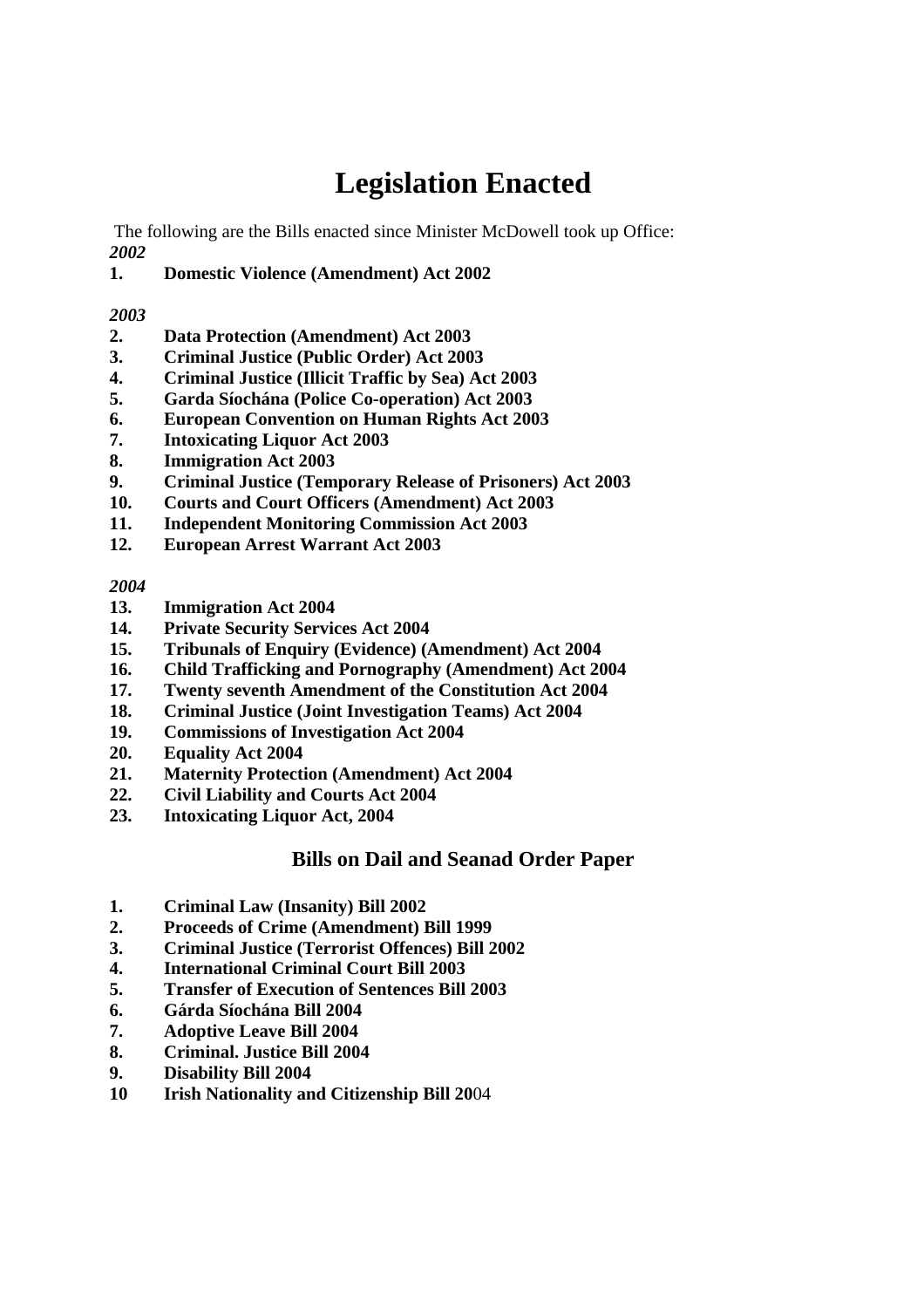# Legislation Enacted

The following are the Bills enacted since Minister McDowell took up Office:

***2002***

1. **Domestic Violence (Amendment) Act 2002**

***2003***

2. **Data Protection (Amendment) Act 2003**
3. **Criminal Justice (Public Order) Act 2003**
4. **Criminal Justice (Illicit Traffic by Sea) Act 2003**
5. **Garda Síochána (Police Co-operation) Act 2003**
6. **European Convention on Human Rights Act 2003**
7. **Intoxicating Liquor Act 2003**
8. **Immigration Act 2003**
9. **Criminal Justice (Temporary Release of Prisoners) Act 2003**
10. **Courts and Court Officers (Amendment) Act 2003**
11. **Independent Monitoring Commission Act 2003**
12. **European Arrest Warrant Act 2003**

***2004***

13. **Immigration Act 2004**
14. **Private Security Services Act 2004**
15. **Tribunals of Enquiry (Evidence) (Amendment) Act 2004**
16. **Child Trafficking and Pornography (Amendment) Act 2004**
17. **Twenty seventh Amendment of the Constitution Act 2004**
18. **Criminal Justice (Joint Investigation Teams) Act 2004**
19. **Commissions of Investigation Act 2004**
20. **Equality Act 2004**
21. **Maternity Protection (Amendment) Act 2004**
22. **Civil Liability and Courts Act 2004**
23. **Intoxicating Liquor Act, 2004**

### Bills on Dail and Seanad Order Paper

1. **Criminal Law (Insanity) Bill 2002**
2. **Proceeds of Crime (Amendment) Bill 1999**
3. **Criminal Justice (Terrorist Offences) Bill 2002**
4. **International Criminal Court Bill 2003**
5. **Transfer of Execution of Sentences Bill 2003**
6. **Gárda Síochána Bill 2004**
7. **Adoptive Leave Bill 2004**
8. **Criminal. Justice Bill 2004**
9. **Disability Bill 2004**
10. **Irish Nationality and Citizenship Bill 20**04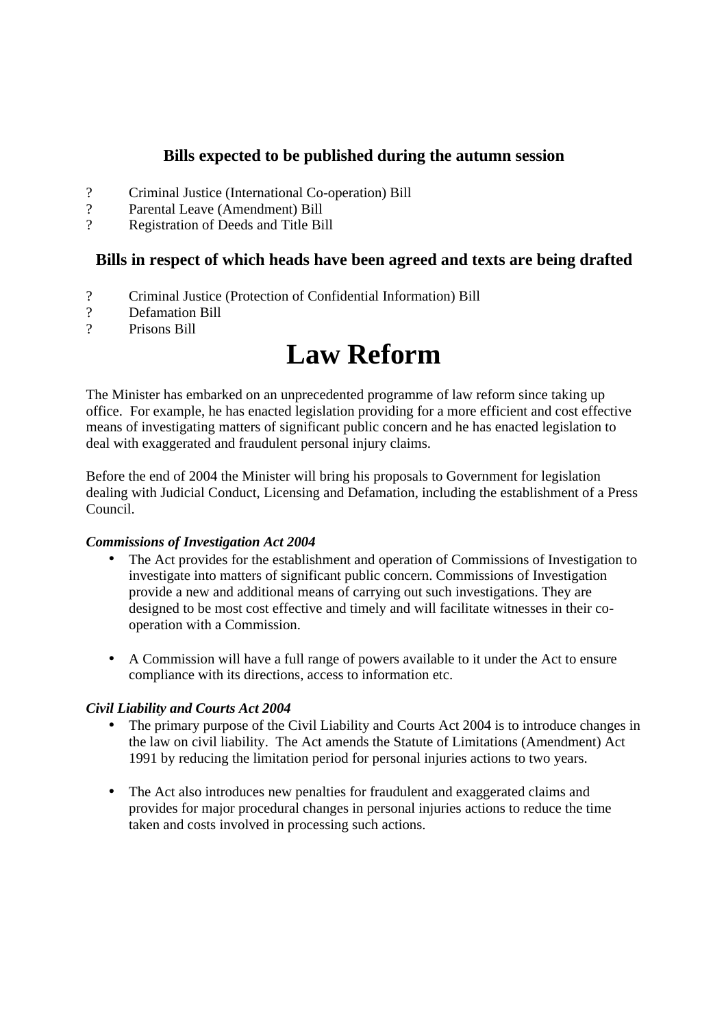## Bills expected to be published during the autumn session

- Criminal Justice (International Co-operation) Bill
- Parental Leave (Amendment) Bill
- Registration of Deeds and Title Bill

## Bills in respect of which heads have been agreed and texts are being drafted

- Criminal Justice (Protection of Confidential Information) Bill
- Defamation Bill
- Prisons Bill

# Law Reform

The Minister has embarked on an unprecedented programme of law reform since taking up office. For example, he has enacted legislation providing for a more efficient and cost effective means of investigating matters of significant public concern and he has enacted legislation to deal with exaggerated and fraudulent personal injury claims.

Before the end of 2004 the Minister will bring his proposals to Government for legislation dealing with Judicial Conduct, Licensing and Defamation, including the establishment of a Press Council.

***Commissions of Investigation Act 2004***

- The Act provides for the establishment and operation of Commissions of Investigation to investigate into matters of significant public concern. Commissions of Investigation provide a new and additional means of carrying out such investigations. They are designed to be most cost effective and timely and will facilitate witnesses in their co-operation with a Commission.

- A Commission will have a full range of powers available to it under the Act to ensure compliance with its directions, access to information etc.

***Civil Liability and Courts Act 2004***

- The primary purpose of the Civil Liability and Courts Act 2004 is to introduce changes in the law on civil liability. The Act amends the Statute of Limitations (Amendment) Act 1991 by reducing the limitation period for personal injuries actions to two years.

- The Act also introduces new penalties for fraudulent and exaggerated claims and provides for major procedural changes in personal injuries actions to reduce the time taken and costs involved in processing such actions.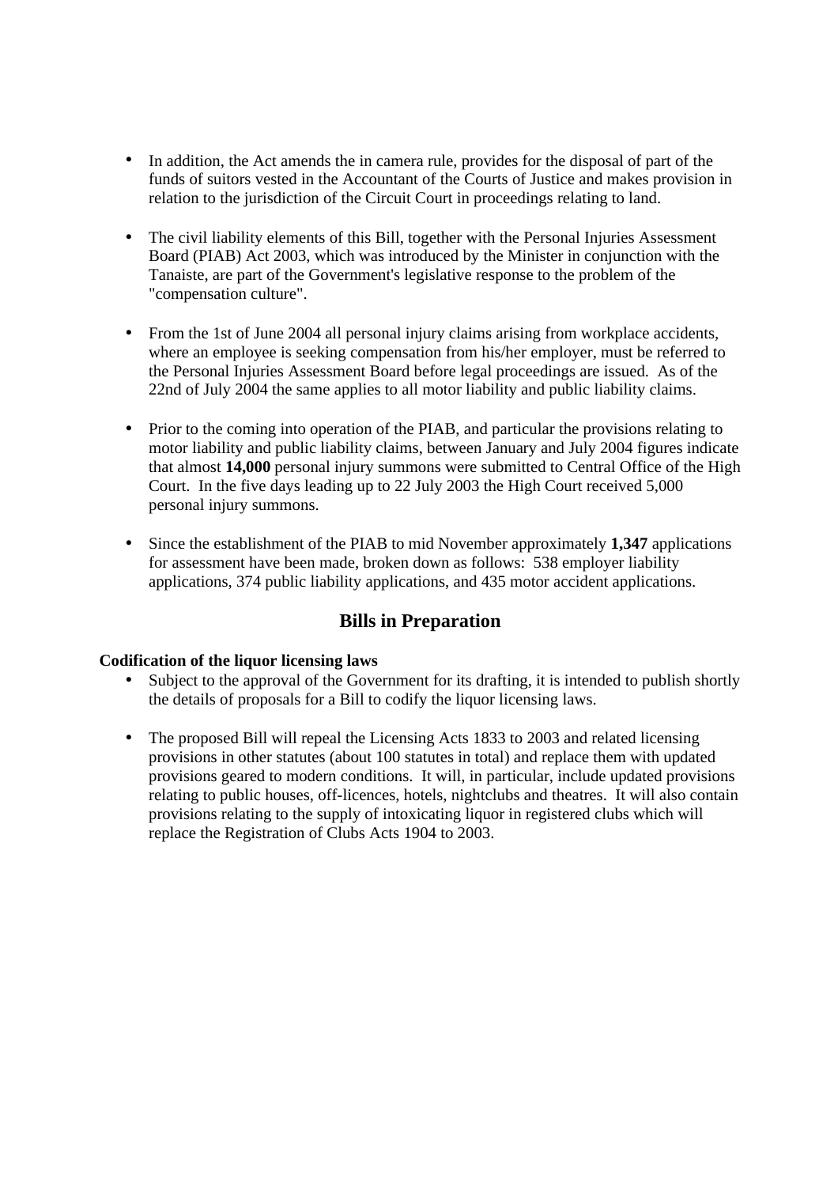- In addition, the Act amends the in camera rule, provides for the disposal of part of the funds of suitors vested in the Accountant of the Courts of Justice and makes provision in relation to the jurisdiction of the Circuit Court in proceedings relating to land.

- The civil liability elements of this Bill, together with the Personal Injuries Assessment Board (PIAB) Act 2003, which was introduced by the Minister in conjunction with the Tanaiste, are part of the Government's legislative response to the problem of the "compensation culture".

- From the 1st of June 2004 all personal injury claims arising from workplace accidents, where an employee is seeking compensation from his/her employer, must be referred to the Personal Injuries Assessment Board before legal proceedings are issued. As of the 22nd of July 2004 the same applies to all motor liability and public liability claims.

- Prior to the coming into operation of the PIAB, and particular the provisions relating to motor liability and public liability claims, between January and July 2004 figures indicate that almost **14,000** personal injury summons were submitted to Central Office of the High Court. In the five days leading up to 22 July 2003 the High Court received 5,000 personal injury summons.

- Since the establishment of the PIAB to mid November approximately **1,347** applications for assessment have been made, broken down as follows: 538 employer liability applications, 374 public liability applications, and 435 motor accident applications.

## Bills in Preparation

**Codification of the liquor licensing laws**

- Subject to the approval of the Government for its drafting, it is intended to publish shortly the details of proposals for a Bill to codify the liquor licensing laws.

- The proposed Bill will repeal the Licensing Acts 1833 to 2003 and related licensing provisions in other statutes (about 100 statutes in total) and replace them with updated provisions geared to modern conditions. It will, in particular, include updated provisions relating to public houses, off-licences, hotels, nightclubs and theatres. It will also contain provisions relating to the supply of intoxicating liquor in registered clubs which will replace the Registration of Clubs Acts 1904 to 2003.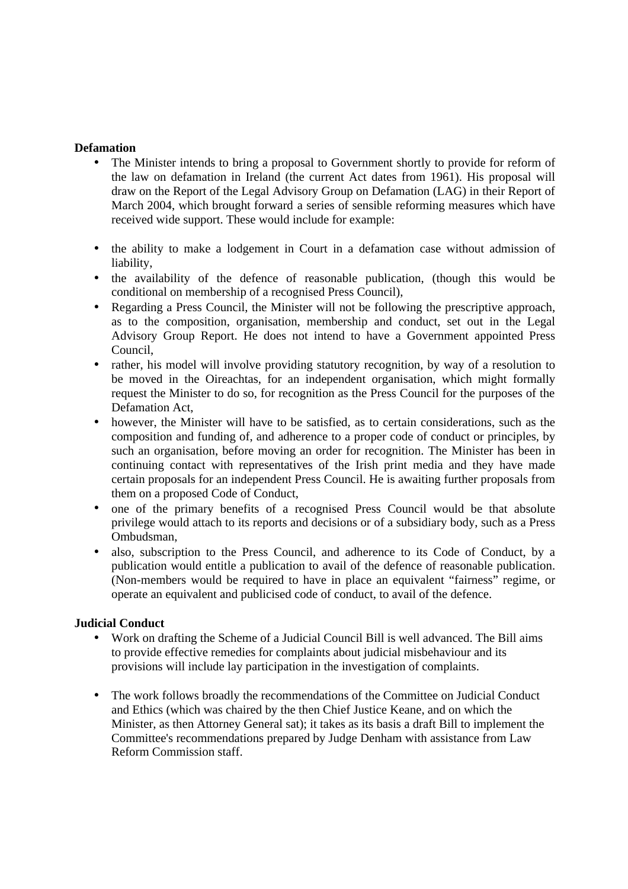**Defamation**

- The Minister intends to bring a proposal to Government shortly to provide for reform of the law on defamation in Ireland (the current Act dates from 1961). His proposal will draw on the Report of the Legal Advisory Group on Defamation (LAG) in their Report of March 2004, which brought forward a series of sensible reforming measures which have received wide support. These would include for example:

- the ability to make a lodgement in Court in a defamation case without admission of liability,
- the availability of the defence of reasonable publication, (though this would be conditional on membership of a recognised Press Council),
- Regarding a Press Council, the Minister will not be following the prescriptive approach, as to the composition, organisation, membership and conduct, set out in the Legal Advisory Group Report. He does not intend to have a Government appointed Press Council,
- rather, his model will involve providing statutory recognition, by way of a resolution to be moved in the Oireachtas, for an independent organisation, which might formally request the Minister to do so, for recognition as the Press Council for the purposes of the Defamation Act,
- however, the Minister will have to be satisfied, as to certain considerations, such as the composition and funding of, and adherence to a proper code of conduct or principles, by such an organisation, before moving an order for recognition. The Minister has been in continuing contact with representatives of the Irish print media and they have made certain proposals for an independent Press Council. He is awaiting further proposals from them on a proposed Code of Conduct,
- one of the primary benefits of a recognised Press Council would be that absolute privilege would attach to its reports and decisions or of a subsidiary body, such as a Press Ombudsman,
- also, subscription to the Press Council, and adherence to its Code of Conduct, by a publication would entitle a publication to avail of the defence of reasonable publication. (Non-members would be required to have in place an equivalent "fairness" regime, or operate an equivalent and publicised code of conduct, to avail of the defence.

**Judicial Conduct**

- Work on drafting the Scheme of a Judicial Council Bill is well advanced. The Bill aims to provide effective remedies for complaints about judicial misbehaviour and its provisions will include lay participation in the investigation of complaints.

- The work follows broadly the recommendations of the Committee on Judicial Conduct and Ethics (which was chaired by the then Chief Justice Keane, and on which the Minister, as then Attorney General sat); it takes as its basis a draft Bill to implement the Committee's recommendations prepared by Judge Denham with assistance from Law Reform Commission staff.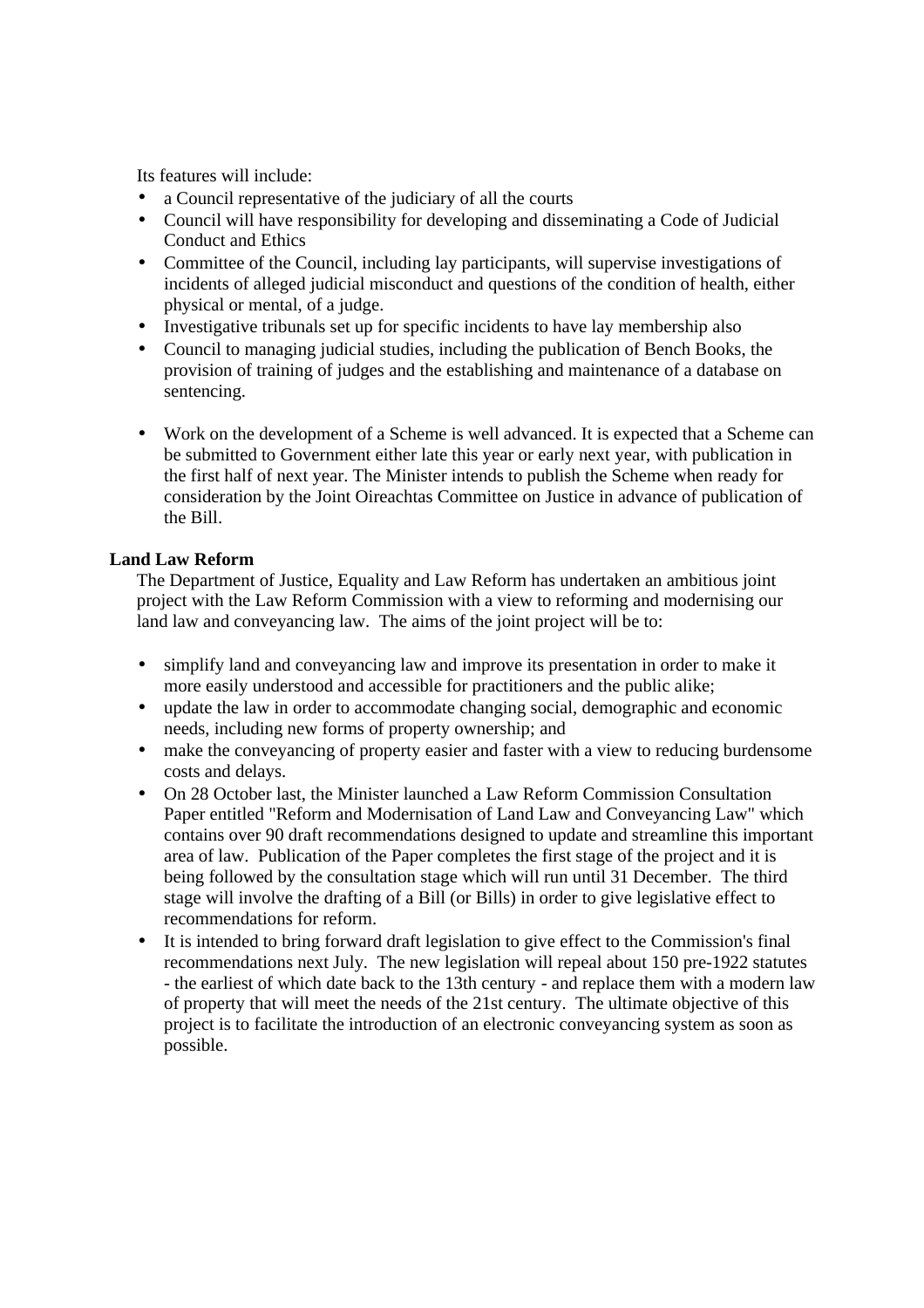Its features will include:

- a Council representative of the judiciary of all the courts
- Council will have responsibility for developing and disseminating a Code of Judicial Conduct and Ethics
- Committee of the Council, including lay participants, will supervise investigations of incidents of alleged judicial misconduct and questions of the condition of health, either physical or mental, of a judge.
- Investigative tribunals set up for specific incidents to have lay membership also
- Council to managing judicial studies, including the publication of Bench Books, the provision of training of judges and the establishing and maintenance of a database on sentencing.

- Work on the development of a Scheme is well advanced. It is expected that a Scheme can be submitted to Government either late this year or early next year, with publication in the first half of next year. The Minister intends to publish the Scheme when ready for consideration by the Joint Oireachtas Committee on Justice in advance of publication of the Bill.

**Land Law Reform**

The Department of Justice, Equality and Law Reform has undertaken an ambitious joint project with the Law Reform Commission with a view to reforming and modernising our land law and conveyancing law. The aims of the joint project will be to:

- simplify land and conveyancing law and improve its presentation in order to make it more easily understood and accessible for practitioners and the public alike;
- update the law in order to accommodate changing social, demographic and economic needs, including new forms of property ownership; and
- make the conveyancing of property easier and faster with a view to reducing burdensome costs and delays.
- On 28 October last, the Minister launched a Law Reform Commission Consultation Paper entitled "Reform and Modernisation of Land Law and Conveyancing Law" which contains over 90 draft recommendations designed to update and streamline this important area of law. Publication of the Paper completes the first stage of the project and it is being followed by the consultation stage which will run until 31 December. The third stage will involve the drafting of a Bill (or Bills) in order to give legislative effect to recommendations for reform.
- It is intended to bring forward draft legislation to give effect to the Commission's final recommendations next July. The new legislation will repeal about 150 pre-1922 statutes - the earliest of which date back to the 13th century - and replace them with a modern law of property that will meet the needs of the 21st century. The ultimate objective of this project is to facilitate the introduction of an electronic conveyancing system as soon as possible.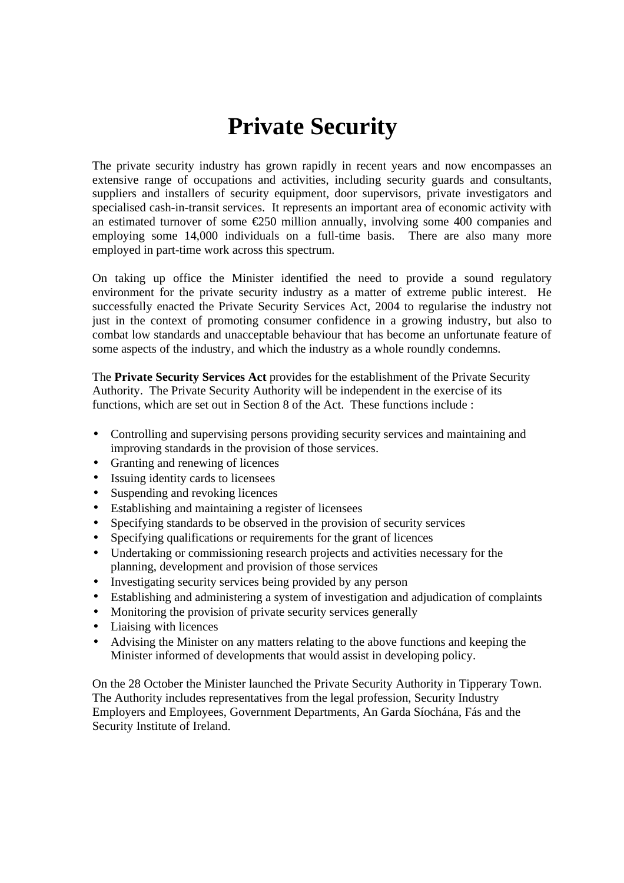# Private Security

The private security industry has grown rapidly in recent years and now encompasses an extensive range of occupations and activities, including security guards and consultants, suppliers and installers of security equipment, door supervisors, private investigators and specialised cash-in-transit services. It represents an important area of economic activity with an estimated turnover of some €250 million annually, involving some 400 companies and employing some 14,000 individuals on a full-time basis. There are also many more employed in part-time work across this spectrum.

On taking up office the Minister identified the need to provide a sound regulatory environment for the private security industry as a matter of extreme public interest. He successfully enacted the Private Security Services Act, 2004 to regularise the industry not just in the context of promoting consumer confidence in a growing industry, but also to combat low standards and unacceptable behaviour that has become an unfortunate feature of some aspects of the industry, and which the industry as a whole roundly condemns.

The **Private Security Services Act** provides for the establishment of the Private Security Authority. The Private Security Authority will be independent in the exercise of its functions, which are set out in Section 8 of the Act. These functions include :

- Controlling and supervising persons providing security services and maintaining and improving standards in the provision of those services.
- Granting and renewing of licences
- Issuing identity cards to licensees
- Suspending and revoking licences
- Establishing and maintaining a register of licensees
- Specifying standards to be observed in the provision of security services
- Specifying qualifications or requirements for the grant of licences
- Undertaking or commissioning research projects and activities necessary for the planning, development and provision of those services
- Investigating security services being provided by any person
- Establishing and administering a system of investigation and adjudication of complaints
- Monitoring the provision of private security services generally
- Liaising with licences
- Advising the Minister on any matters relating to the above functions and keeping the Minister informed of developments that would assist in developing policy.

On the 28 October the Minister launched the Private Security Authority in Tipperary Town. The Authority includes representatives from the legal profession, Security Industry Employers and Employees, Government Departments, An Garda Síochána, Fás and the Security Institute of Ireland.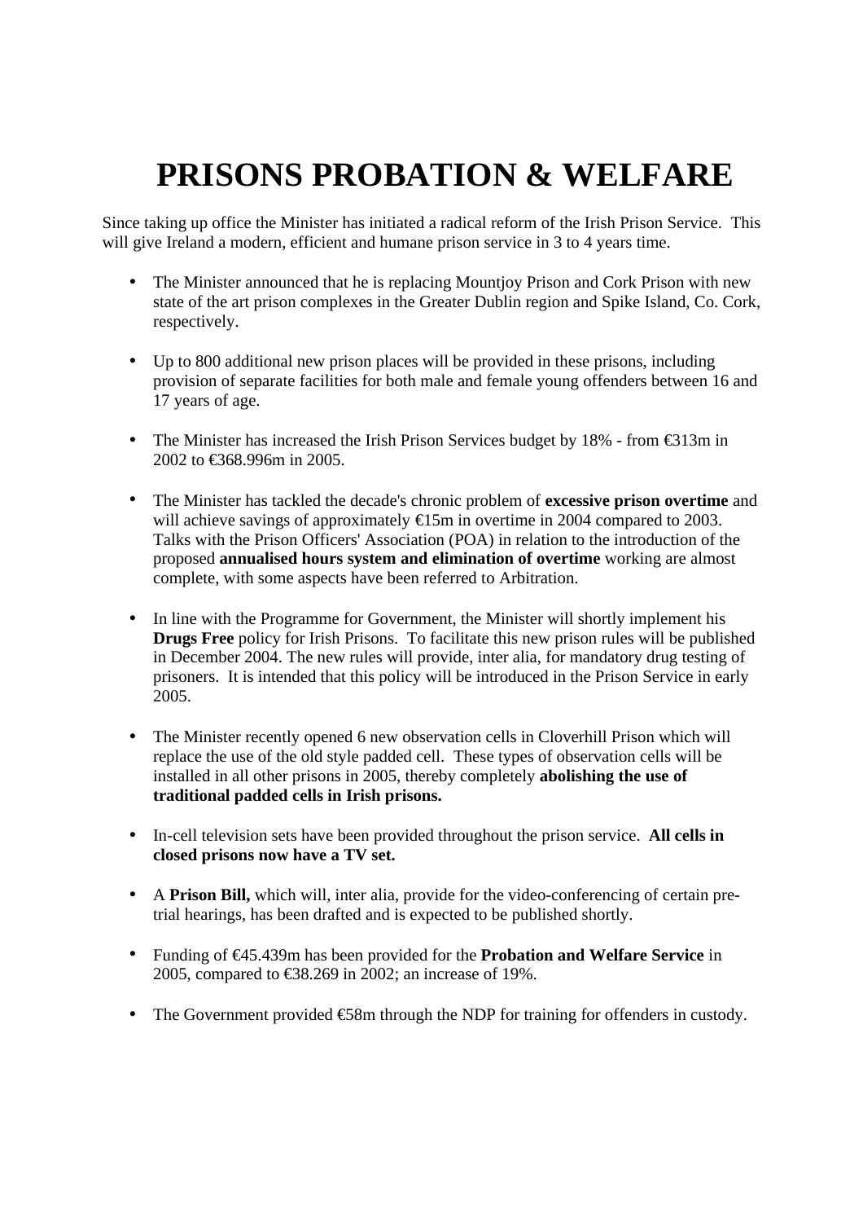# PRISONS PROBATION & WELFARE

Since taking up office the Minister has initiated a radical reform of the Irish Prison Service. This will give Ireland a modern, efficient and humane prison service in 3 to 4 years time.

- The Minister announced that he is replacing Mountjoy Prison and Cork Prison with new state of the art prison complexes in the Greater Dublin region and Spike Island, Co. Cork, respectively.

- Up to 800 additional new prison places will be provided in these prisons, including provision of separate facilities for both male and female young offenders between 16 and 17 years of age.

- The Minister has increased the Irish Prison Services budget by 18% - from €313m in 2002 to €368.996m in 2005.

- The Minister has tackled the decade's chronic problem of **excessive prison overtime** and will achieve savings of approximately €15m in overtime in 2004 compared to 2003. Talks with the Prison Officers' Association (POA) in relation to the introduction of the proposed **annualised hours system and elimination of overtime** working are almost complete, with some aspects have been referred to Arbitration.

- In line with the Programme for Government, the Minister will shortly implement his **Drugs Free** policy for Irish Prisons. To facilitate this new prison rules will be published in December 2004. The new rules will provide, inter alia, for mandatory drug testing of prisoners. It is intended that this policy will be introduced in the Prison Service in early 2005.

- The Minister recently opened 6 new observation cells in Cloverhill Prison which will replace the use of the old style padded cell. These types of observation cells will be installed in all other prisons in 2005, thereby completely **abolishing the use of traditional padded cells in Irish prisons.**

- In-cell television sets have been provided throughout the prison service. **All cells in closed prisons now have a TV set.**

- A **Prison Bill,** which will, inter alia, provide for the video-conferencing of certain pre-trial hearings, has been drafted and is expected to be published shortly.

- Funding of €45.439m has been provided for the **Probation and Welfare Service** in 2005, compared to €38.269 in 2002; an increase of 19%.

- The Government provided €58m through the NDP for training for offenders in custody.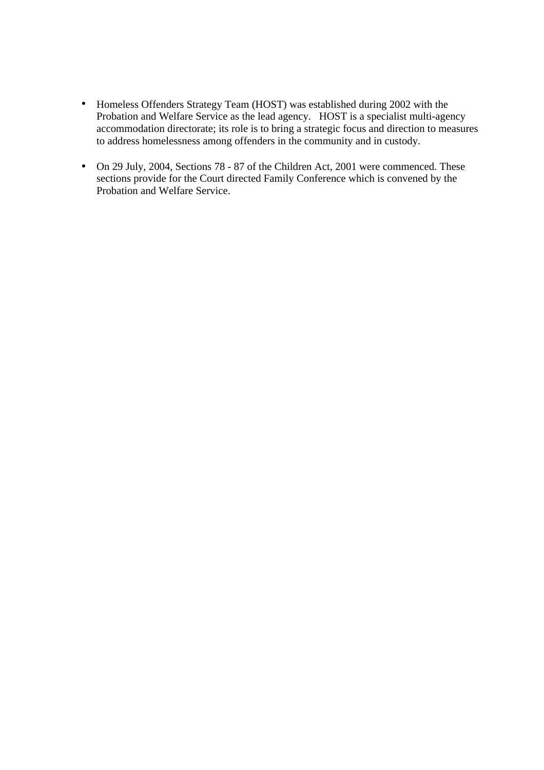- Homeless Offenders Strategy Team (HOST) was established during 2002 with the Probation and Welfare Service as the lead agency. HOST is a specialist multi-agency accommodation directorate; its role is to bring a strategic focus and direction to measures to address homelessness among offenders in the community and in custody.

- On 29 July, 2004, Sections 78 - 87 of the Children Act, 2001 were commenced. These sections provide for the Court directed Family Conference which is convened by the Probation and Welfare Service.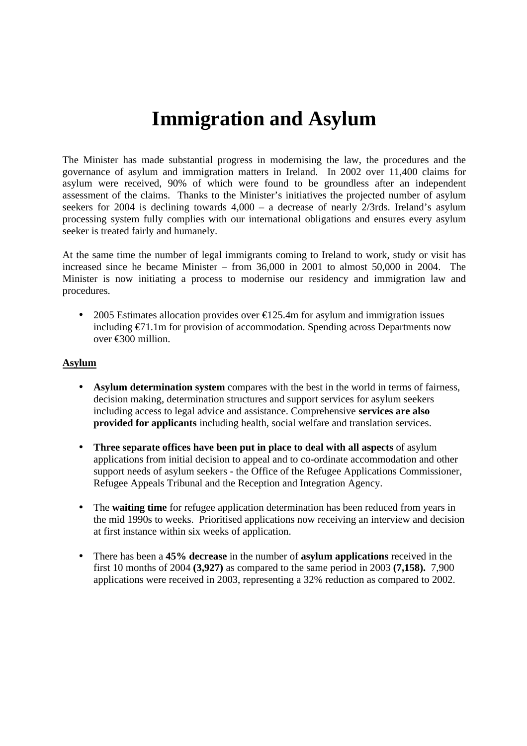# Immigration and Asylum

The Minister has made substantial progress in modernising the law, the procedures and the governance of asylum and immigration matters in Ireland. In 2002 over 11,400 claims for asylum were received, 90% of which were found to be groundless after an independent assessment of the claims. Thanks to the Minister's initiatives the projected number of asylum seekers for 2004 is declining towards 4,000 – a decrease of nearly 2/3rds. Ireland's asylum processing system fully complies with our international obligations and ensures every asylum seeker is treated fairly and humanely.

At the same time the number of legal immigrants coming to Ireland to work, study or visit has increased since he became Minister – from 36,000 in 2001 to almost 50,000 in 2004. The Minister is now initiating a process to modernise our residency and immigration law and procedures.

- 2005 Estimates allocation provides over €125.4m for asylum and immigration issues including €71.1m for provision of accommodation. Spending across Departments now over €300 million.

**Asylum**

- **Asylum determination system** compares with the best in the world in terms of fairness, decision making, determination structures and support services for asylum seekers including access to legal advice and assistance. Comprehensive **services are also provided for applicants** including health, social welfare and translation services.

- **Three separate offices have been put in place to deal with all aspects** of asylum applications from initial decision to appeal and to co-ordinate accommodation and other support needs of asylum seekers - the Office of the Refugee Applications Commissioner, Refugee Appeals Tribunal and the Reception and Integration Agency.

- The **waiting time** for refugee application determination has been reduced from years in the mid 1990s to weeks. Prioritised applications now receiving an interview and decision at first instance within six weeks of application.

- There has been a **45% decrease** in the number of **asylum applications** received in the first 10 months of 2004 **(3,927)** as compared to the same period in 2003 **(7,158).** 7,900 applications were received in 2003, representing a 32% reduction as compared to 2002.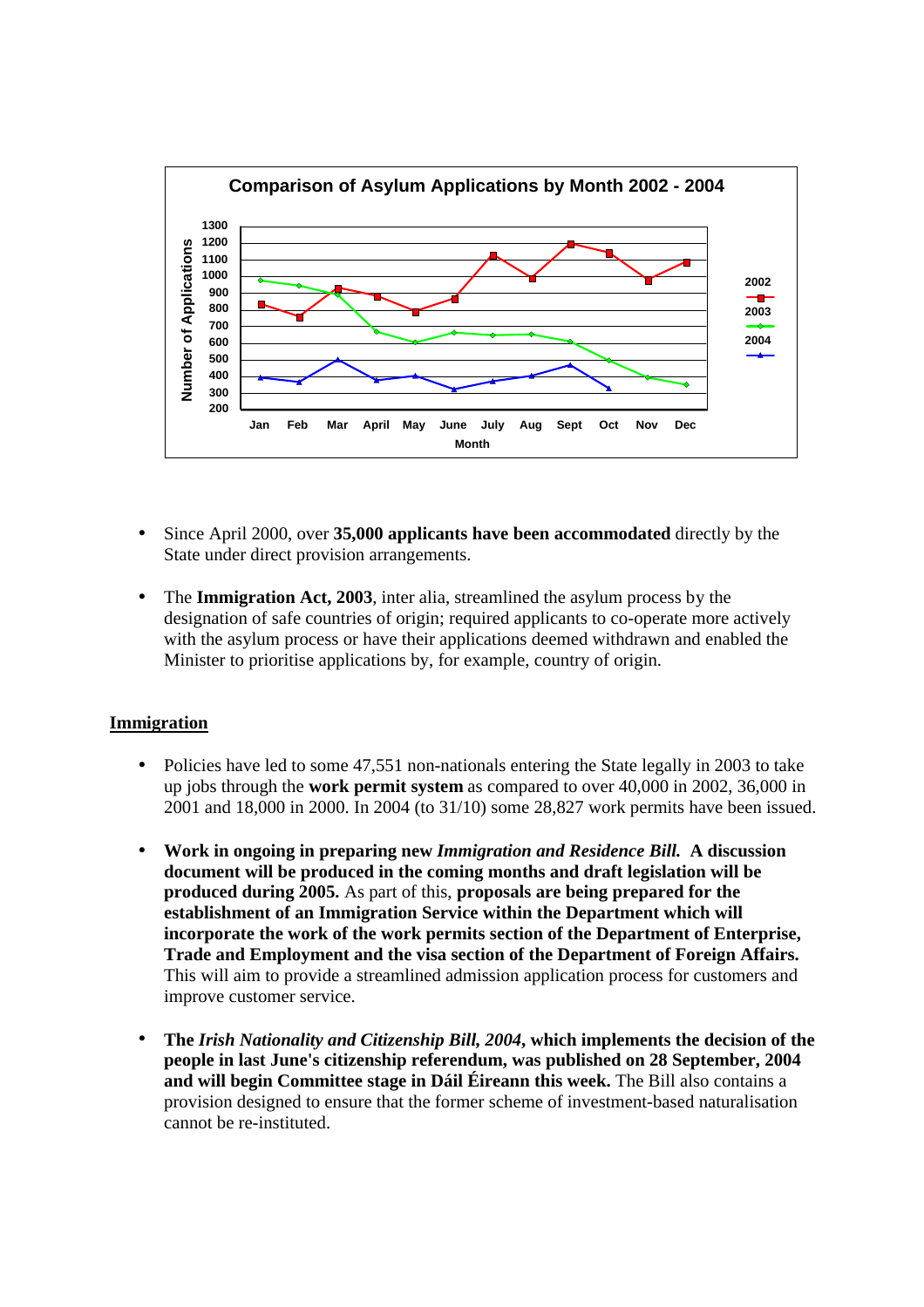**Comparison of Asylum Applications by Month 2002 - 2004**

- Since April 2000, over **35,000 applicants have been accommodated** directly by the State under direct provision arrangements.

- The **Immigration Act, 2003**, inter alia, streamlined the asylum process by the designation of safe countries of origin; required applicants to co-operate more actively with the asylum process or have their applications deemed withdrawn and enabled the Minister to prioritise applications by, for example, country of origin.

## Immigration

- Policies have led to some 47,551 non-nationals entering the State legally in 2003 to take up jobs through the **work permit system** as compared to over 40,000 in 2002, 36,000 in 2001 and 18,000 in 2000. In 2004 (to 31/10) some 28,827 work permits have been issued.

- **Work in ongoing in preparing new *Immigration and Residence Bill.* A discussion document will be produced in the coming months and draft legislation will be produced during 2005.** As part of this, **proposals are being prepared for the establishment of an Immigration Service within the Department which will incorporate the work of the work permits section of the Department of Enterprise, Trade and Employment and the visa section of the Department of Foreign Affairs.** This will aim to provide a streamlined admission application process for customers and improve customer service.

- **The *Irish Nationality and Citizenship Bill, 2004*, which implements the decision of the people in last June's citizenship referendum, was published on 28 September, 2004 and will begin Committee stage in Dáil Éireann this week.** The Bill also contains a provision designed to ensure that the former scheme of investment-based naturalisation cannot be re-instituted.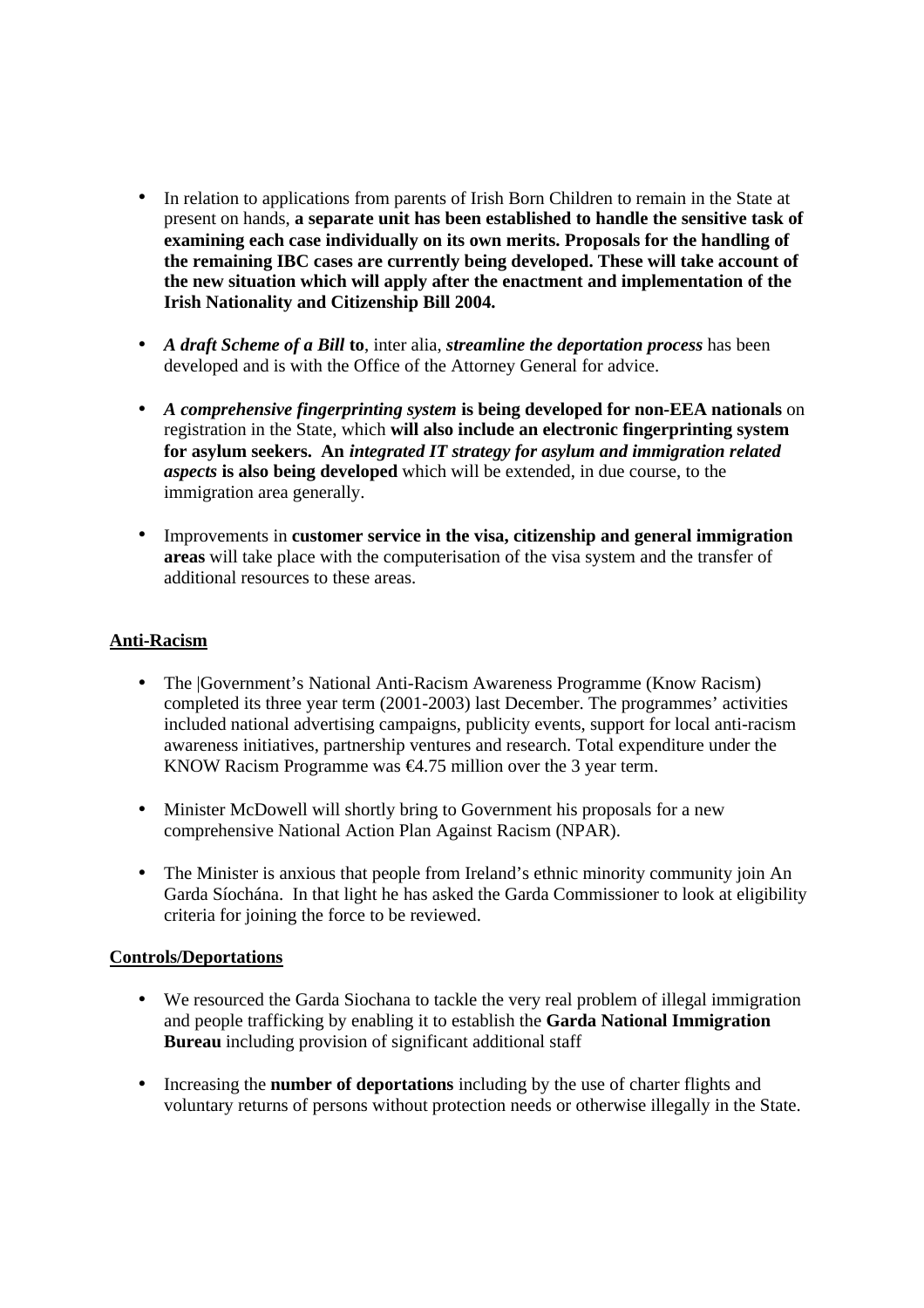- In relation to applications from parents of Irish Born Children to remain in the State at present on hands, **a separate unit has been established to handle the sensitive task of examining each case individually on its own merits. Proposals for the handling of the remaining IBC cases are currently being developed. These will take account of the new situation which will apply after the enactment and implementation of the Irish Nationality and Citizenship Bill 2004.**

- ***A draft Scheme of a Bill*** **to**, inter alia, ***streamline the deportation process*** has been developed and is with the Office of the Attorney General for advice.

- ***A comprehensive fingerprinting system*** **is being developed for non-EEA nationals** on registration in the State, which **will also include an electronic fingerprinting system for asylum seekers. An** ***integrated IT strategy for asylum and immigration related aspects*** **is also being developed** which will be extended, in due course, to the immigration area generally.

- Improvements in **customer service in the visa, citizenship and general immigration areas** will take place with the computerisation of the visa system and the transfer of additional resources to these areas.

**<u>Anti-Racism</u>**

- The |Government's National Anti-Racism Awareness Programme (Know Racism) completed its three year term (2001-2003) last December. The programmes' activities included national advertising campaigns, publicity events, support for local anti-racism awareness initiatives, partnership ventures and research. Total expenditure under the KNOW Racism Programme was €4.75 million over the 3 year term.

- Minister McDowell will shortly bring to Government his proposals for a new comprehensive National Action Plan Against Racism (NPAR).

- The Minister is anxious that people from Ireland's ethnic minority community join An Garda Síochána. In that light he has asked the Garda Commissioner to look at eligibility criteria for joining the force to be reviewed.

**<u>Controls/Deportations</u>**

- We resourced the Garda Siochana to tackle the very real problem of illegal immigration and people trafficking by enabling it to establish the **Garda National Immigration Bureau** including provision of significant additional staff

- Increasing the **number of deportations** including by the use of charter flights and voluntary returns of persons without protection needs or otherwise illegally in the State.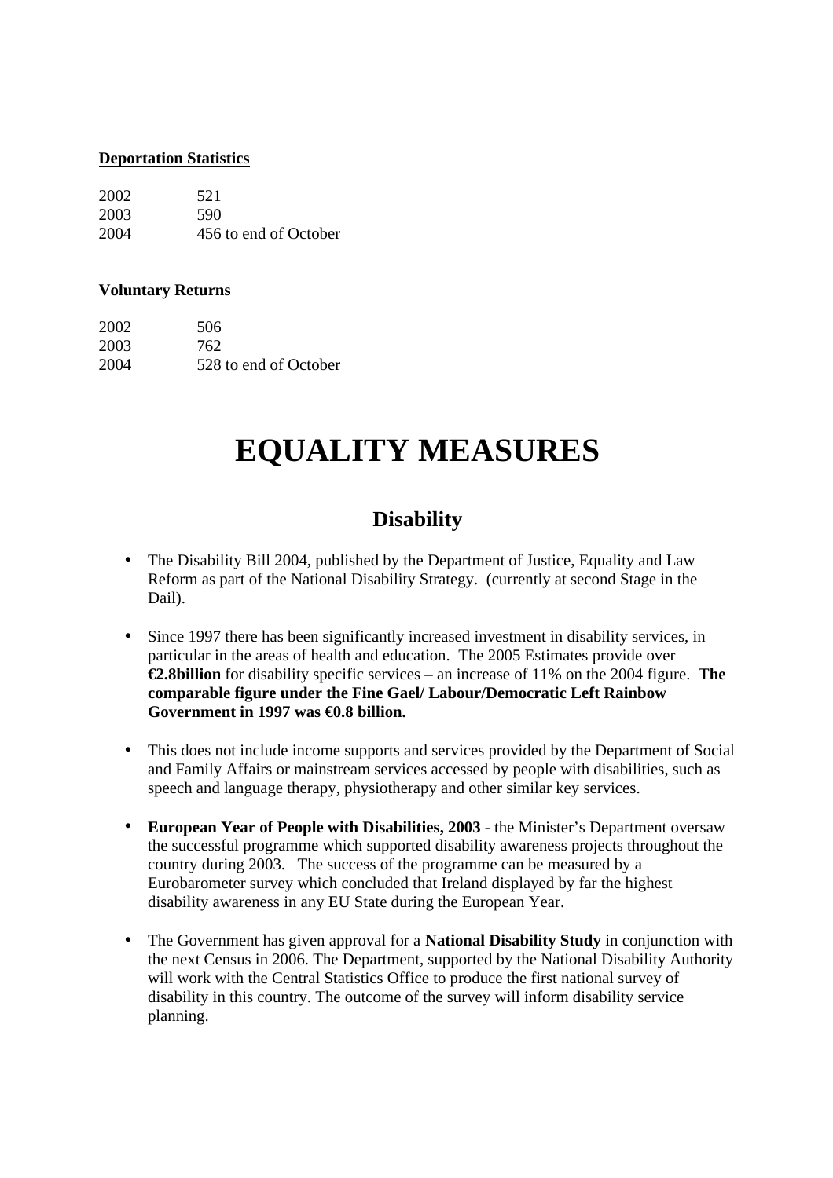**Deportation Statistics**

| | |
|---|---|
| 2002 | 521 |
| 2003 | 590 |
| 2004 | 456 to end of October |

**Voluntary Returns**

| | |
|---|---|
| 2002 | 506 |
| 2003 | 762 |
| 2004 | 528 to end of October |

# EQUALITY MEASURES

## Disability

- The Disability Bill 2004, published by the Department of Justice, Equality and Law Reform as part of the National Disability Strategy. (currently at second Stage in the Dail).

- Since 1997 there has been significantly increased investment in disability services, in particular in the areas of health and education. The 2005 Estimates provide over **€2.8billion** for disability specific services – an increase of 11% on the 2004 figure. **The comparable figure under the Fine Gael/ Labour/Democratic Left Rainbow Government in 1997 was €0.8 billion.**

- This does not include income supports and services provided by the Department of Social and Family Affairs or mainstream services accessed by people with disabilities, such as speech and language therapy, physiotherapy and other similar key services.

- **European Year of People with Disabilities, 2003** - the Minister's Department oversaw the successful programme which supported disability awareness projects throughout the country during 2003. The success of the programme can be measured by a Eurobarometer survey which concluded that Ireland displayed by far the highest disability awareness in any EU State during the European Year.

- The Government has given approval for a **National Disability Study** in conjunction with the next Census in 2006. The Department, supported by the National Disability Authority will work with the Central Statistics Office to produce the first national survey of disability in this country. The outcome of the survey will inform disability service planning.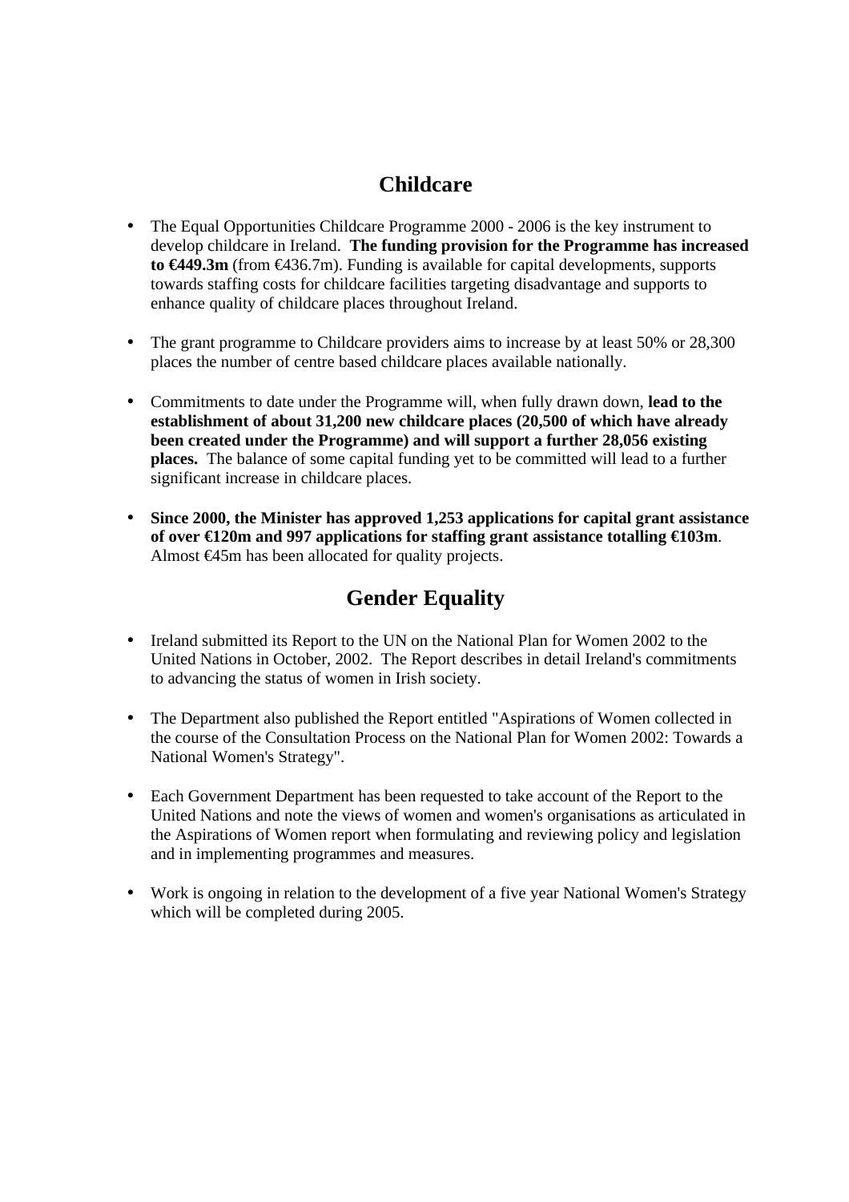## Childcare

- The Equal Opportunities Childcare Programme 2000 - 2006 is the key instrument to develop childcare in Ireland. **The funding provision for the Programme has increased to €449.3m** (from €436.7m). Funding is available for capital developments, supports towards staffing costs for childcare facilities targeting disadvantage and supports to enhance quality of childcare places throughout Ireland.

- The grant programme to Childcare providers aims to increase by at least 50% or 28,300 places the number of centre based childcare places available nationally.

- Commitments to date under the Programme will, when fully drawn down, **lead to the establishment of about 31,200 new childcare places (20,500 of which have already been created under the Programme) and will support a further 28,056 existing places.** The balance of some capital funding yet to be committed will lead to a further significant increase in childcare places.

- **Since 2000, the Minister has approved 1,253 applications for capital grant assistance of over €120m and 997 applications for staffing grant assistance totalling €103m**. Almost €45m has been allocated for quality projects.

## Gender Equality

- Ireland submitted its Report to the UN on the National Plan for Women 2002 to the United Nations in October, 2002. The Report describes in detail Ireland's commitments to advancing the status of women in Irish society.

- The Department also published the Report entitled "Aspirations of Women collected in the course of the Consultation Process on the National Plan for Women 2002: Towards a National Women's Strategy".

- Each Government Department has been requested to take account of the Report to the United Nations and note the views of women and women's organisations as articulated in the Aspirations of Women report when formulating and reviewing policy and legislation and in implementing programmes and measures.

- Work is ongoing in relation to the development of a five year National Women's Strategy which will be completed during 2005.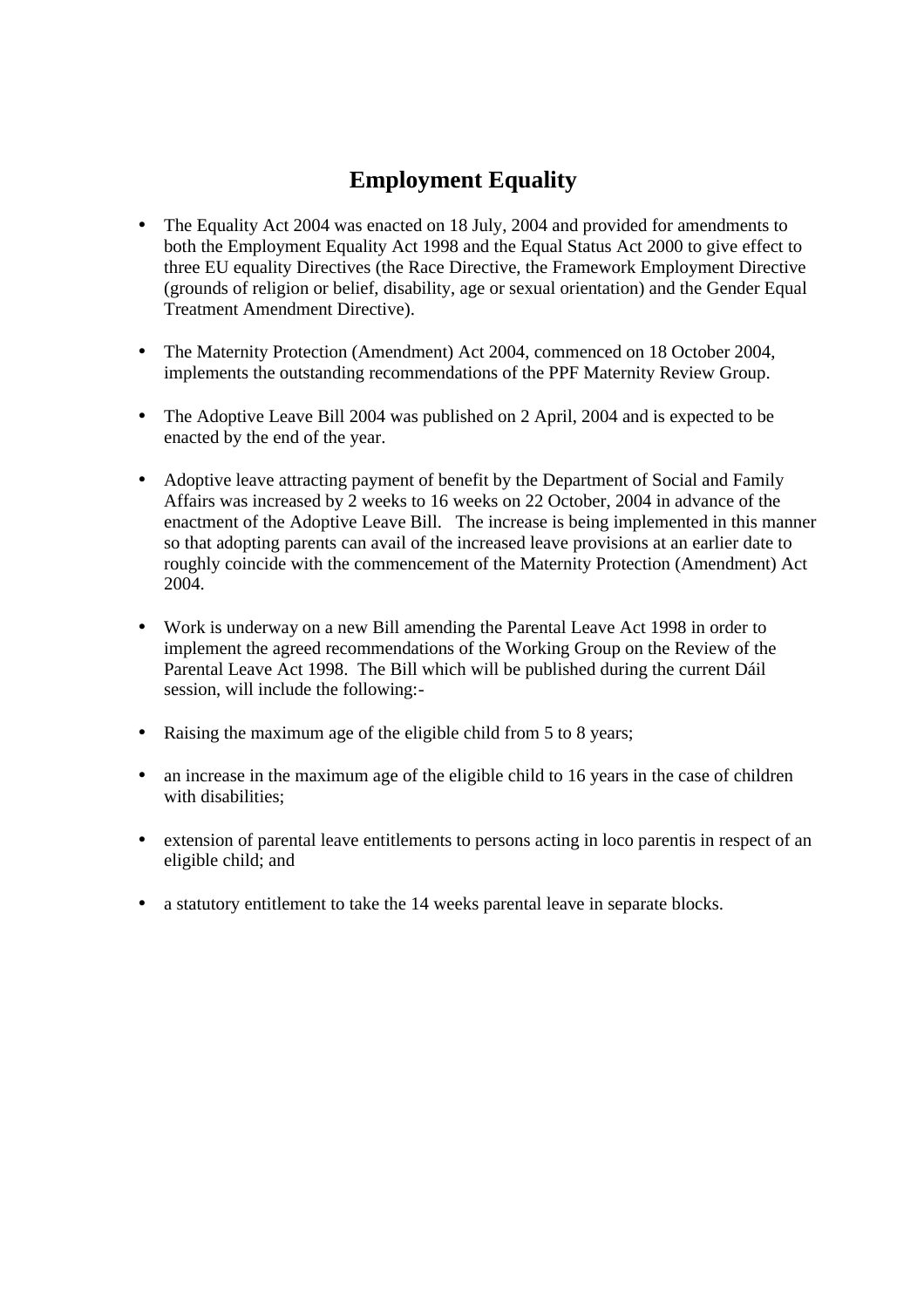# Employment Equality

- The Equality Act 2004 was enacted on 18 July, 2004 and provided for amendments to both the Employment Equality Act 1998 and the Equal Status Act 2000 to give effect to three EU equality Directives (the Race Directive, the Framework Employment Directive (grounds of religion or belief, disability, age or sexual orientation) and the Gender Equal Treatment Amendment Directive).

- The Maternity Protection (Amendment) Act 2004, commenced on 18 October 2004, implements the outstanding recommendations of the PPF Maternity Review Group.

- The Adoptive Leave Bill 2004 was published on 2 April, 2004 and is expected to be enacted by the end of the year.

- Adoptive leave attracting payment of benefit by the Department of Social and Family Affairs was increased by 2 weeks to 16 weeks on 22 October, 2004 in advance of the enactment of the Adoptive Leave Bill. The increase is being implemented in this manner so that adopting parents can avail of the increased leave provisions at an earlier date to roughly coincide with the commencement of the Maternity Protection (Amendment) Act 2004.

- Work is underway on a new Bill amending the Parental Leave Act 1998 in order to implement the agreed recommendations of the Working Group on the Review of the Parental Leave Act 1998. The Bill which will be published during the current Dáil session, will include the following:-

- Raising the maximum age of the eligible child from 5 to 8 years;

- an increase in the maximum age of the eligible child to 16 years in the case of children with disabilities;

- extension of parental leave entitlements to persons acting in loco parentis in respect of an eligible child; and

- a statutory entitlement to take the 14 weeks parental leave in separate blocks.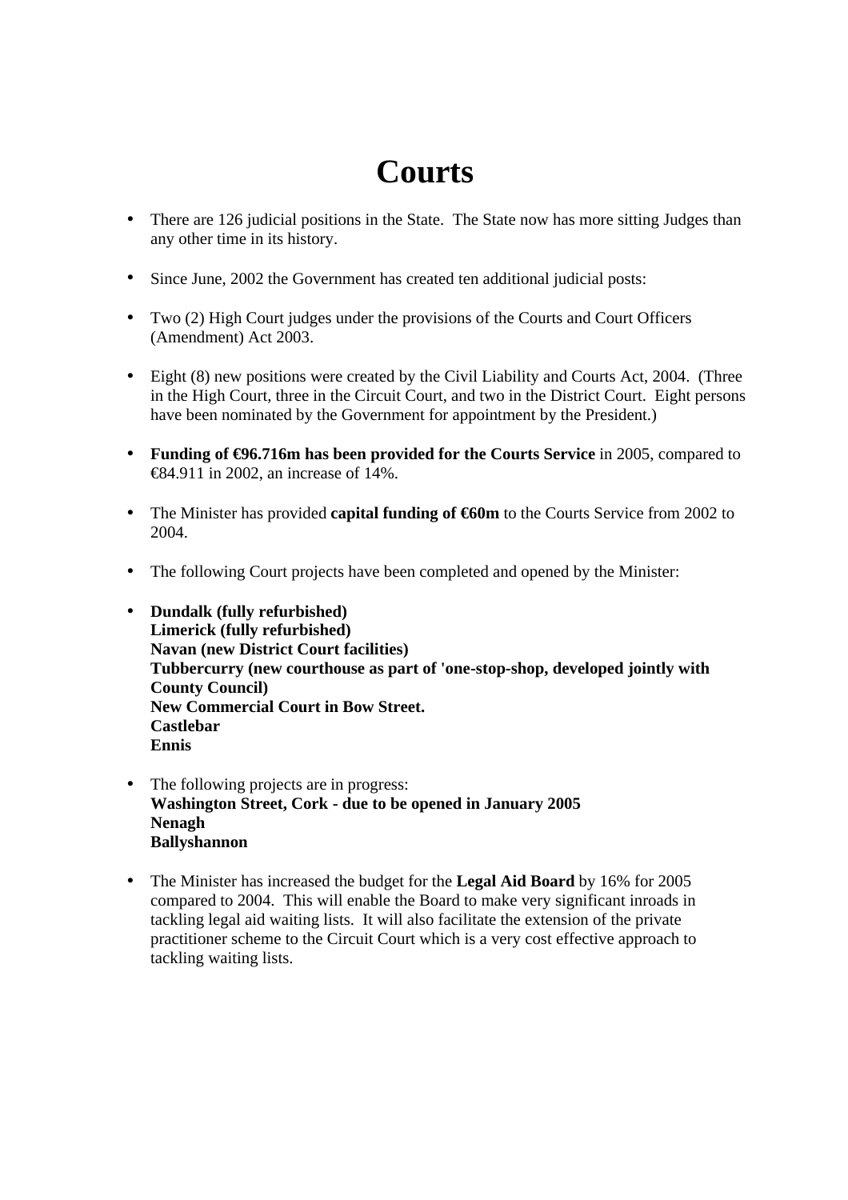# Courts

- There are 126 judicial positions in the State.  The State now has more sitting Judges than any other time in its history.

- Since June, 2002 the Government has created ten additional judicial posts:

- Two (2) High Court judges under the provisions of the Courts and Court Officers (Amendment) Act 2003.

- Eight (8) new positions were created by the Civil Liability and Courts Act, 2004.  (Three in the High Court, three in the Circuit Court, and two in the District Court.  Eight persons have been nominated by the Government for appointment by the President.)

- **Funding of €96.716m has been provided for the Courts Service** in 2005, compared to €84.911 in 2002, an increase of 14%.

- The Minister has provided **capital funding of €60m** to the Courts Service from 2002 to 2004.

- The following Court projects have been completed and opened by the Minister:

- **Dundalk (fully refurbished)**
  **Limerick (fully refurbished)**
  **Navan (new District Court facilities)**
  **Tubbercurry (new courthouse as part of 'one-stop-shop, developed jointly with County Council)**
  **New Commercial Court in Bow Street.**
  **Castlebar**
  **Ennis**

- The following projects are in progress:
  **Washington Street, Cork - due to be opened in January 2005**
  **Nenagh**
  **Ballyshannon**

- The Minister has increased the budget for the **Legal Aid Board** by 16% for 2005 compared to 2004.  This will enable the Board to make very significant inroads in tackling legal aid waiting lists.  It will also facilitate the extension of the private practitioner scheme to the Circuit Court which is a very cost effective approach to tackling waiting lists.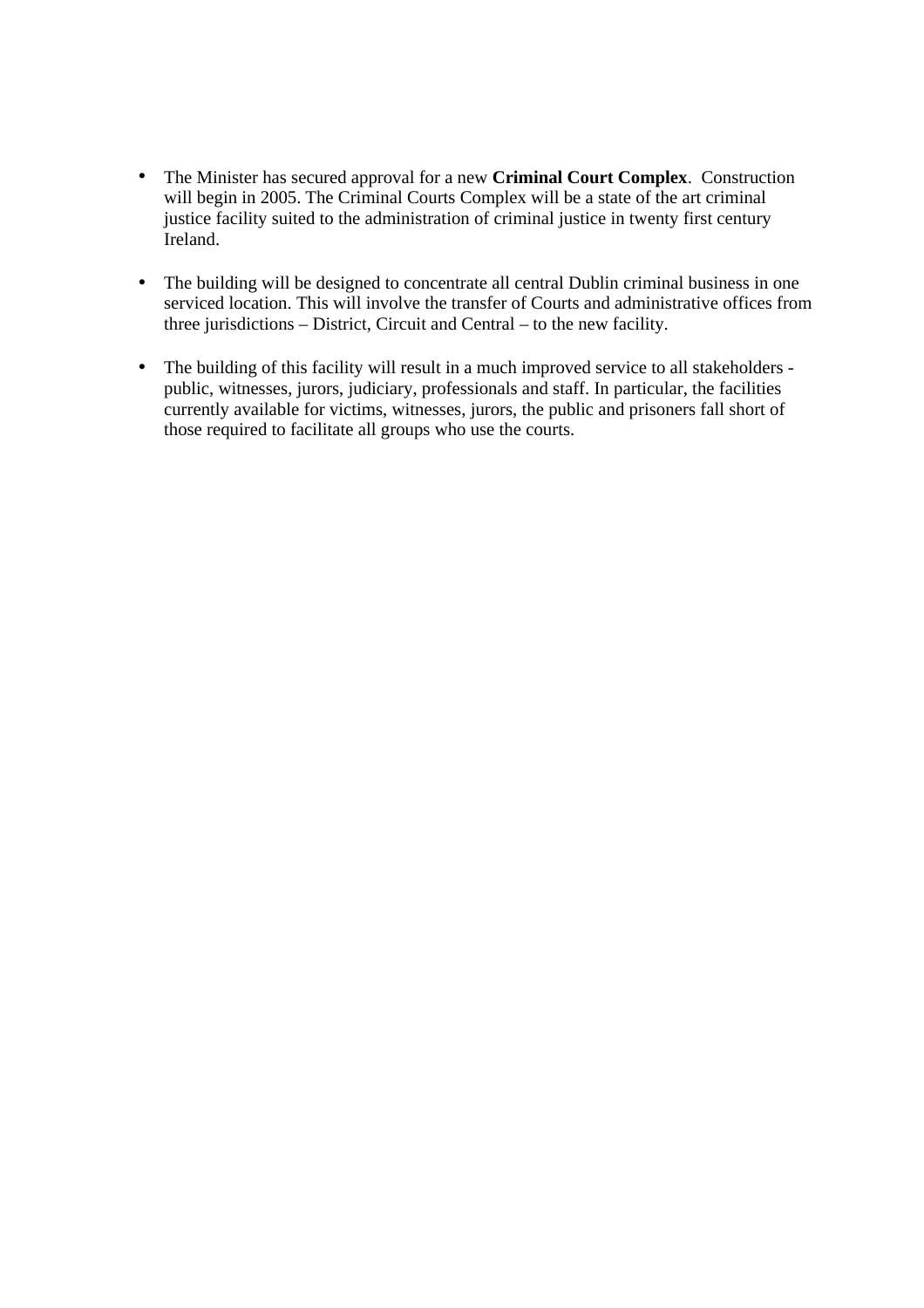- The Minister has secured approval for a new **Criminal Court Complex**.  Construction will begin in 2005. The Criminal Courts Complex will be a state of the art criminal justice facility suited to the administration of criminal justice in twenty first century Ireland.

- The building will be designed to concentrate all central Dublin criminal business in one serviced location. This will involve the transfer of Courts and administrative offices from three jurisdictions – District, Circuit and Central – to the new facility.

- The building of this facility will result in a much improved service to all stakeholders - public, witnesses, jurors, judiciary, professionals and staff. In particular, the facilities currently available for victims, witnesses, jurors, the public and prisoners fall short of those required to facilitate all groups who use the courts.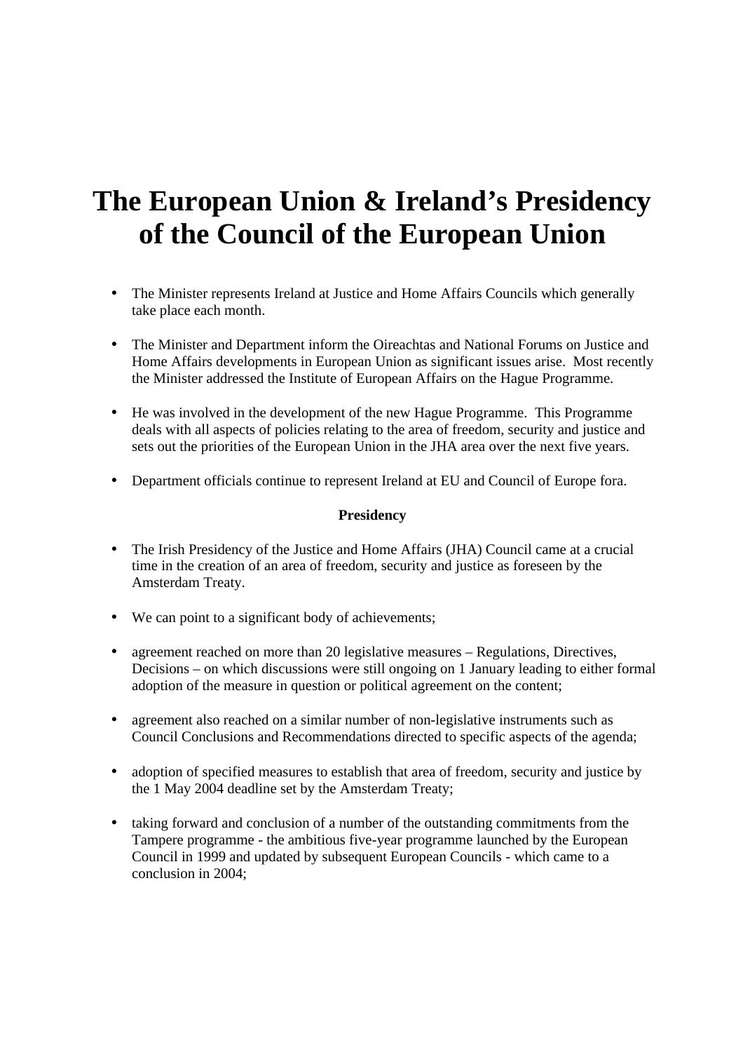# The European Union & Ireland's Presidency of the Council of the European Union

- The Minister represents Ireland at Justice and Home Affairs Councils which generally take place each month.

- The Minister and Department inform the Oireachtas and National Forums on Justice and Home Affairs developments in European Union as significant issues arise. Most recently the Minister addressed the Institute of European Affairs on the Hague Programme.

- He was involved in the development of the new Hague Programme. This Programme deals with all aspects of policies relating to the area of freedom, security and justice and sets out the priorities of the European Union in the JHA area over the next five years.

- Department officials continue to represent Ireland at EU and Council of Europe fora.

**Presidency**

- The Irish Presidency of the Justice and Home Affairs (JHA) Council came at a crucial time in the creation of an area of freedom, security and justice as foreseen by the Amsterdam Treaty.

- We can point to a significant body of achievements;

- agreement reached on more than 20 legislative measures – Regulations, Directives, Decisions – on which discussions were still ongoing on 1 January leading to either formal adoption of the measure in question or political agreement on the content;

- agreement also reached on a similar number of non-legislative instruments such as Council Conclusions and Recommendations directed to specific aspects of the agenda;

- adoption of specified measures to establish that area of freedom, security and justice by the 1 May 2004 deadline set by the Amsterdam Treaty;

- taking forward and conclusion of a number of the outstanding commitments from the Tampere programme - the ambitious five-year programme launched by the European Council in 1999 and updated by subsequent European Councils - which came to a conclusion in 2004;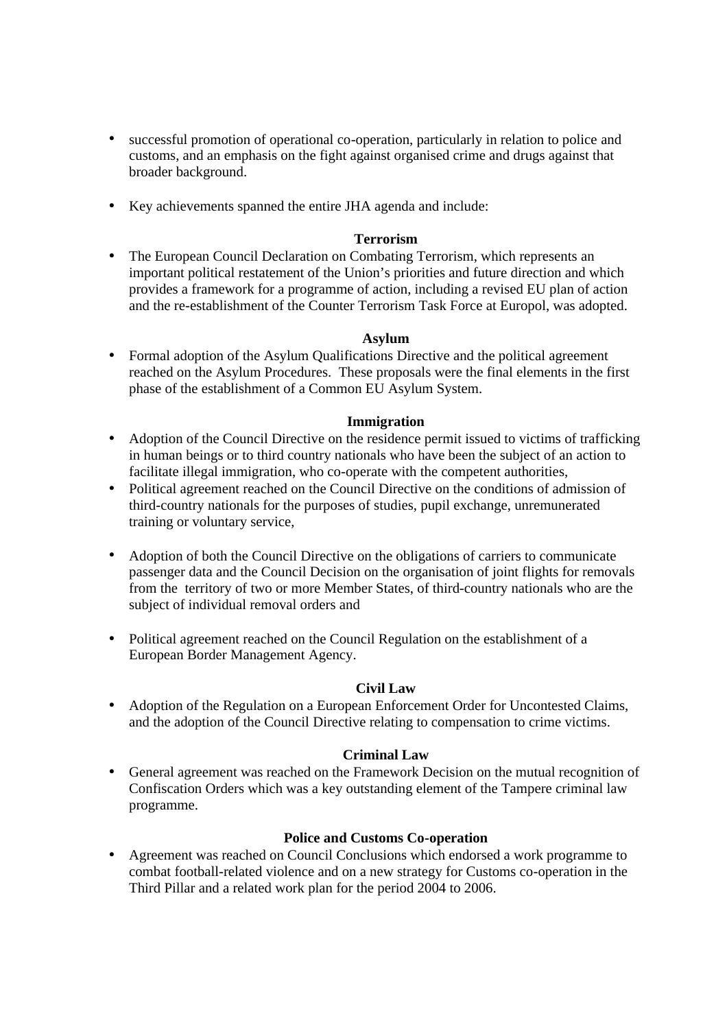- successful promotion of operational co-operation, particularly in relation to police and customs, and an emphasis on the fight against organised crime and drugs against that broader background.

- Key achievements spanned the entire JHA agenda and include:

**Terrorism**

- The European Council Declaration on Combating Terrorism, which represents an important political restatement of the Union's priorities and future direction and which provides a framework for a programme of action, including a revised EU plan of action and the re-establishment of the Counter Terrorism Task Force at Europol, was adopted.

**Asylum**

- Formal adoption of the Asylum Qualifications Directive and the political agreement reached on the Asylum Procedures. These proposals were the final elements in the first phase of the establishment of a Common EU Asylum System.

**Immigration**

- Adoption of the Council Directive on the residence permit issued to victims of trafficking in human beings or to third country nationals who have been the subject of an action to facilitate illegal immigration, who co-operate with the competent authorities,
- Political agreement reached on the Council Directive on the conditions of admission of third-country nationals for the purposes of studies, pupil exchange, unremunerated training or voluntary service,

- Adoption of both the Council Directive on the obligations of carriers to communicate passenger data and the Council Decision on the organisation of joint flights for removals from the territory of two or more Member States, of third-country nationals who are the subject of individual removal orders and

- Political agreement reached on the Council Regulation on the establishment of a European Border Management Agency.

**Civil Law**

- Adoption of the Regulation on a European Enforcement Order for Uncontested Claims, and the adoption of the Council Directive relating to compensation to crime victims.

**Criminal Law**

- General agreement was reached on the Framework Decision on the mutual recognition of Confiscation Orders which was a key outstanding element of the Tampere criminal law programme.

**Police and Customs Co-operation**

- Agreement was reached on Council Conclusions which endorsed a work programme to combat football-related violence and on a new strategy for Customs co-operation in the Third Pillar and a related work plan for the period 2004 to 2006.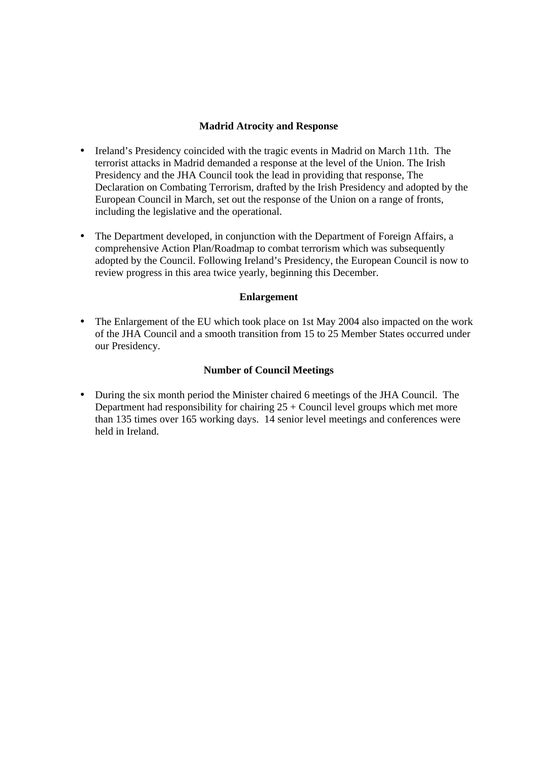### Madrid Atrocity and Response

- Ireland's Presidency coincided with the tragic events in Madrid on March 11th. The terrorist attacks in Madrid demanded a response at the level of the Union. The Irish Presidency and the JHA Council took the lead in providing that response, The Declaration on Combating Terrorism, drafted by the Irish Presidency and adopted by the European Council in March, set out the response of the Union on a range of fronts, including the legislative and the operational.

- The Department developed, in conjunction with the Department of Foreign Affairs, a comprehensive Action Plan/Roadmap to combat terrorism which was subsequently adopted by the Council. Following Ireland's Presidency, the European Council is now to review progress in this area twice yearly, beginning this December.

### Enlargement

- The Enlargement of the EU which took place on 1st May 2004 also impacted on the work of the JHA Council and a smooth transition from 15 to 25 Member States occurred under our Presidency.

### Number of Council Meetings

- During the six month period the Minister chaired 6 meetings of the JHA Council. The Department had responsibility for chairing 25 + Council level groups which met more than 135 times over 165 working days. 14 senior level meetings and conferences were held in Ireland.